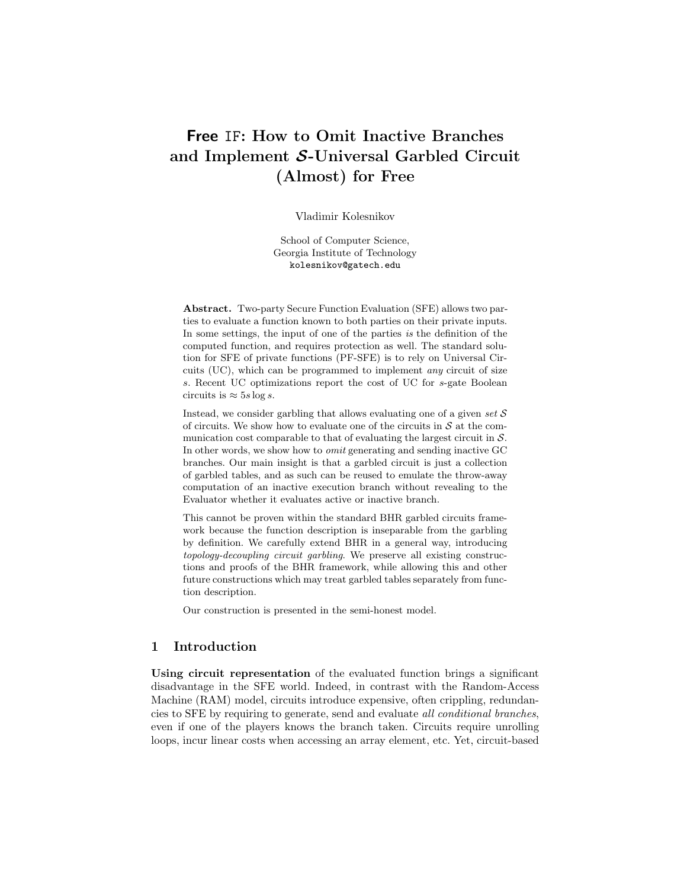# Free IF: How to Omit Inactive Branches and Implement $\mathcal{S}$-Universal Garbled Circuit (Almost) for Free

Vladimir Kolesnikov

School of Computer Science,
Georgia Institute of Technology
kolesnikov@gatech.edu

**Abstract.** Two-party Secure Function Evaluation (SFE) allows two parties to evaluate a function known to both parties on their private inputs. In some settings, the input of one of the parties *is* the definition of the computed function, and requires protection as well. The standard solution for SFE of private functions (PF-SFE) is to rely on Universal Circuits (UC), which can be programmed to implement *any* circuit of size $s$. Recent UC optimizations report the cost of UC for $s$-gate Boolean circuits is $\approx 5s \log s$.

Instead, we consider garbling that allows evaluating one of a given *set* $\mathcal{S}$ of circuits. We show how to evaluate one of the circuits in $\mathcal{S}$ at the communication cost comparable to that of evaluating the largest circuit in $\mathcal{S}$. In other words, we show how to *omit* generating and sending inactive GC branches. Our main insight is that a garbled circuit is just a collection of garbled tables, and as such can be reused to emulate the throw-away computation of an inactive execution branch without revealing to the Evaluator whether it evaluates active or inactive branch.

This cannot be proven within the standard BHR garbled circuits framework because the function description is inseparable from the garbling by definition. We carefully extend BHR in a general way, introducing *topology-decoupling circuit garbling*. We preserve all existing constructions and proofs of the BHR framework, while allowing this and other future constructions which may treat garbled tables separately from function description.

Our construction is presented in the semi-honest model.

## 1 Introduction

**Using circuit representation** of the evaluated function brings a significant disadvantage in the SFE world. Indeed, in contrast with the Random-Access Machine (RAM) model, circuits introduce expensive, often crippling, redundancies to SFE by requiring to generate, send and evaluate *all conditional branches*, even if one of the players knows the branch taken. Circuits require unrolling loops, incur linear costs when accessing an array element, etc. Yet, circuit-based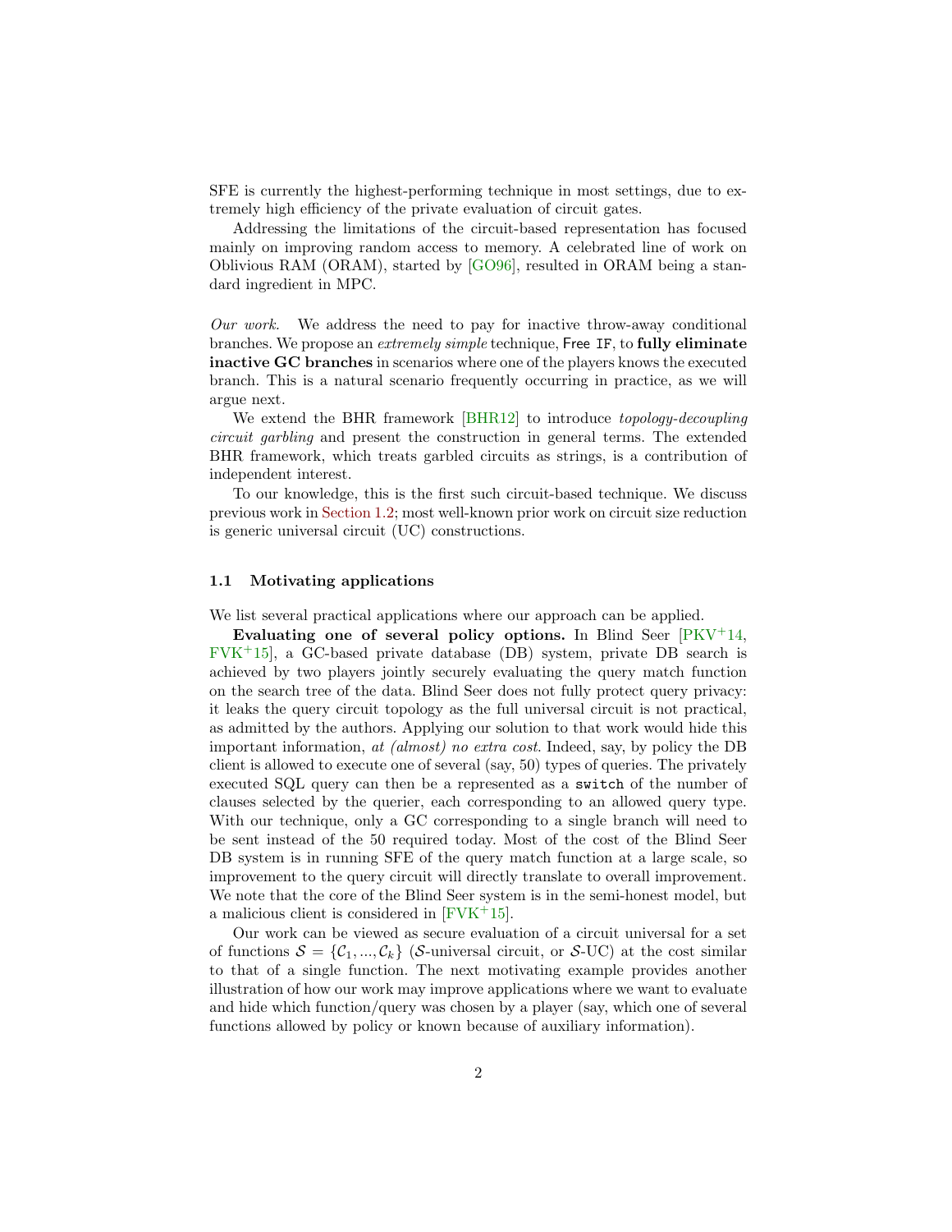SFE is currently the highest-performing technique in most settings, due to extremely high efficiency of the private evaluation of circuit gates.

Addressing the limitations of the circuit-based representation has focused mainly on improving random access to memory. A celebrated line of work on Oblivious RAM (ORAM), started by [GO96], resulted in ORAM being a standard ingredient in MPC.

*Our work.* We address the need to pay for inactive throw-away conditional branches. We propose an *extremely simple* technique, Free IF, to **fully eliminate inactive GC branches** in scenarios where one of the players knows the executed branch. This is a natural scenario frequently occurring in practice, as we will argue next.

We extend the BHR framework [BHR12] to introduce *topology-decoupling circuit garbling* and present the construction in general terms. The extended BHR framework, which treats garbled circuits as strings, is a contribution of independent interest.

To our knowledge, this is the first such circuit-based technique. We discuss previous work in Section 1.2; most well-known prior work on circuit size reduction is generic universal circuit (UC) constructions.

### 1.1 Motivating applications

We list several practical applications where our approach can be applied.

**Evaluating one of several policy options.** In Blind Seer [PKV+14, FVK+15], a GC-based private database (DB) system, private DB search is achieved by two players jointly securely evaluating the query match function on the search tree of the data. Blind Seer does not fully protect query privacy: it leaks the query circuit topology as the full universal circuit is not practical, as admitted by the authors. Applying our solution to that work would hide this important information, *at (almost) no extra cost*. Indeed, say, by policy the DB client is allowed to execute one of several (say, 50) types of queries. The privately executed SQL query can then be a represented as a `switch` of the number of clauses selected by the querier, each corresponding to an allowed query type. With our technique, only a GC corresponding to a single branch will need to be sent instead of the 50 required today. Most of the cost of the Blind Seer DB system is in running SFE of the query match function at a large scale, so improvement to the query circuit will directly translate to overall improvement. We note that the core of the Blind Seer system is in the semi-honest model, but a malicious client is considered in [FVK+15].

Our work can be viewed as secure evaluation of a circuit universal for a set of functions $\mathcal{S} = \{\mathcal{C}_1, ..., \mathcal{C}_k\}$ ($\mathcal{S}$-universal circuit, or $\mathcal{S}$-UC) at the cost similar to that of a single function. The next motivating example provides another illustration of how our work may improve applications where we want to evaluate and hide which function/query was chosen by a player (say, which one of several functions allowed by policy or known because of auxiliary information).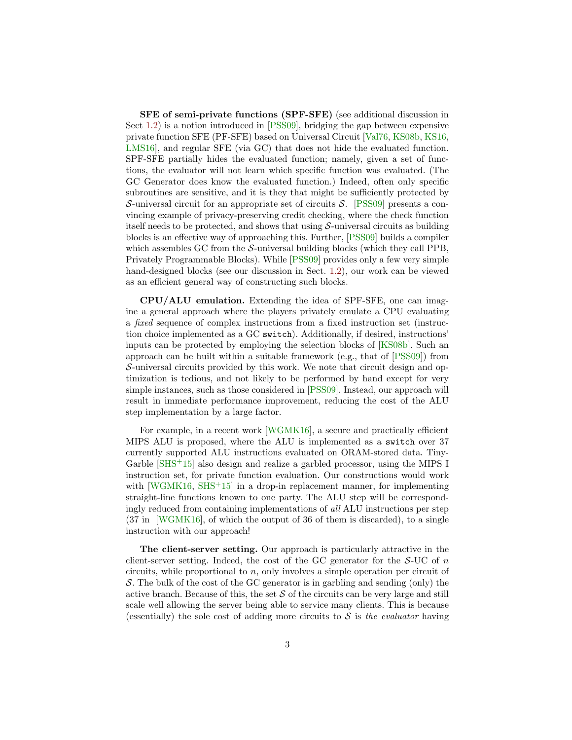**SFE of semi-private functions (SPF-SFE)** (see additional discussion in Sect 1.2) is a notion introduced in [PSS09], bridging the gap between expensive private function SFE (PF-SFE) based on Universal Circuit [Val76, KS08b, KS16, LMS16], and regular SFE (via GC) that does not hide the evaluated function. SPF-SFE partially hides the evaluated function; namely, given a set of functions, the evaluator will not learn which specific function was evaluated. (The GC Generator does know the evaluated function.) Indeed, often only specific subroutines are sensitive, and it is they that might be sufficiently protected by $\mathcal{S}$-universal circuit for an appropriate set of circuits $\mathcal{S}$. [PSS09] presents a convincing example of privacy-preserving credit checking, where the check function itself needs to be protected, and shows that using $\mathcal{S}$-universal circuits as building blocks is an effective way of approaching this. Further, [PSS09] builds a compiler which assembles GC from the $\mathcal{S}$-universal building blocks (which they call PPB, Privately Programmable Blocks). While [PSS09] provides only a few very simple hand-designed blocks (see our discussion in Sect. 1.2), our work can be viewed as an efficient general way of constructing such blocks.

**CPU/ALU emulation.** Extending the idea of SPF-SFE, one can imagine a general approach where the players privately emulate a CPU evaluating a *fixed* sequence of complex instructions from a fixed instruction set (instruction choice implemented as a GC `switch`). Additionally, if desired, instructions' inputs can be protected by employing the selection blocks of [KS08b]. Such an approach can be built within a suitable framework (e.g., that of [PSS09]) from $\mathcal{S}$-universal circuits provided by this work. We note that circuit design and optimization is tedious, and not likely to be performed by hand except for very simple instances, such as those considered in [PSS09]. Instead, our approach will result in immediate performance improvement, reducing the cost of the ALU step implementation by a large factor.

For example, in a recent work [WGMK16], a secure and practically efficient MIPS ALU is proposed, where the ALU is implemented as a `switch` over 37 currently supported ALU instructions evaluated on ORAM-stored data. TinyGarble [SHS+15] also design and realize a garbled processor, using the MIPS I instruction set, for private function evaluation. Our constructions would work with [WGMK16, SHS+15] in a drop-in replacement manner, for implementing straight-line functions known to one party. The ALU step will be correspondingly reduced from containing implementations of *all* ALU instructions per step (37 in [WGMK16], of which the output of 36 of them is discarded), to a single instruction with our approach!

**The client-server setting.** Our approach is particularly attractive in the client-server setting. Indeed, the cost of the GC generator for the $\mathcal{S}$-UC of $n$ circuits, while proportional to $n$, only involves a simple operation per circuit of $\mathcal{S}$. The bulk of the cost of the GC generator is in garbling and sending (only) the active branch. Because of this, the set $\mathcal{S}$ of the circuits can be very large and still scale well allowing the server being able to service many clients. This is because (essentially) the sole cost of adding more circuits to $\mathcal{S}$ is *the evaluator* having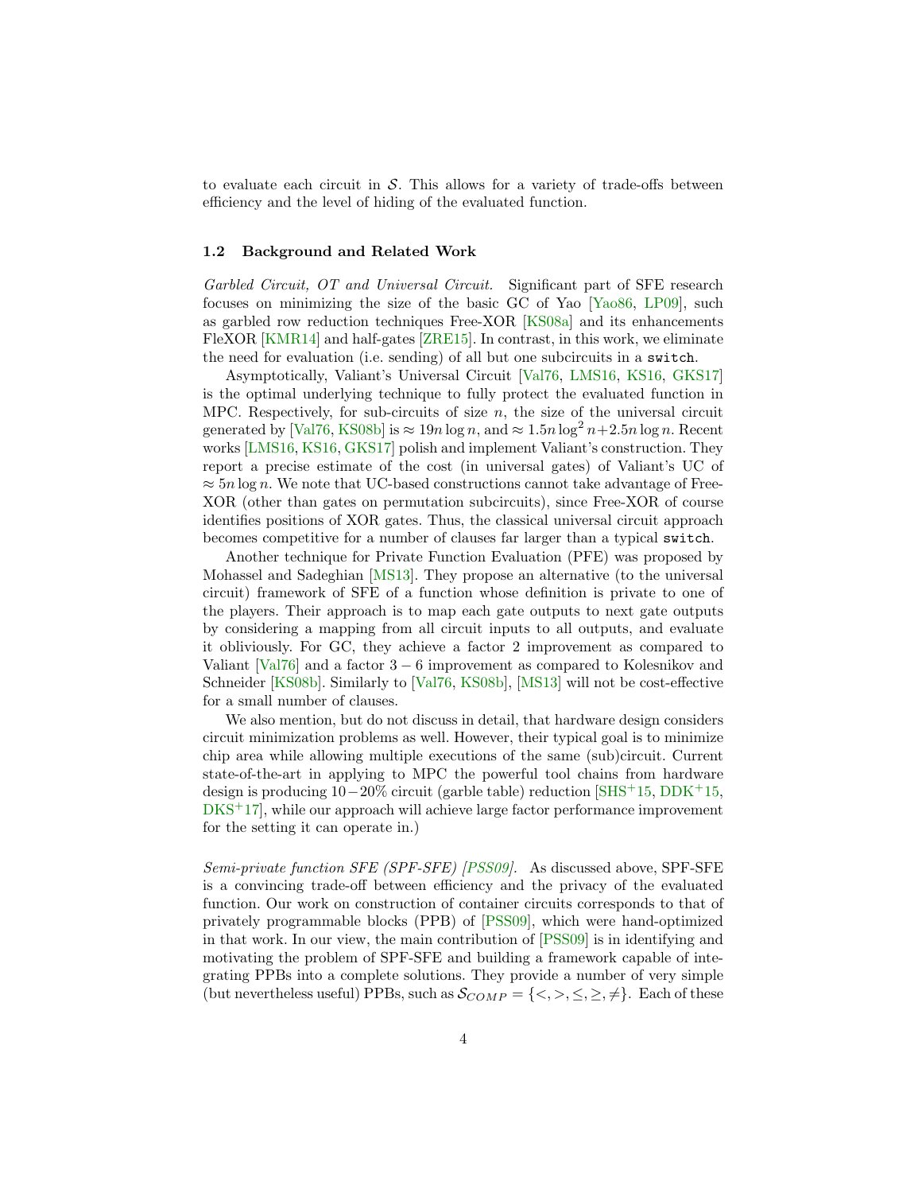to evaluate each circuit in $\mathcal{S}$. This allows for a variety of trade-offs between efficiency and the level of hiding of the evaluated function.

### 1.2 Background and Related Work

*Garbled Circuit, OT and Universal Circuit.* Significant part of SFE research focuses on minimizing the size of the basic GC of Yao [Yao86, LP09], such as garbled row reduction techniques Free-XOR [KS08a] and its enhancements FleXOR [KMR14] and half-gates [ZRE15]. In contrast, in this work, we eliminate the need for evaluation (i.e. sending) of all but one subcircuits in a `switch`.

Asymptotically, Valiant's Universal Circuit [Val76, LMS16, KS16, GKS17] is the optimal underlying technique to fully protect the evaluated function in MPC. Respectively, for sub-circuits of size $n$, the size of the universal circuit generated by [Val76, KS08b] is $\approx 19n \log n$, and $\approx 1.5n \log^2 n + 2.5n \log n$. Recent works [LMS16, KS16, GKS17] polish and implement Valiant's construction. They report a precise estimate of the cost (in universal gates) of Valiant's UC of $\approx 5n \log n$. We note that UC-based constructions cannot take advantage of Free-XOR (other than gates on permutation subcircuits), since Free-XOR of course identifies positions of XOR gates. Thus, the classical universal circuit approach becomes competitive for a number of clauses far larger than a typical `switch`.

Another technique for Private Function Evaluation (PFE) was proposed by Mohassel and Sadeghian [MS13]. They propose an alternative (to the universal circuit) framework of SFE of a function whose definition is private to one of the players. Their approach is to map each gate outputs to next gate outputs by considering a mapping from all circuit inputs to all outputs, and evaluate it obliviously. For GC, they achieve a factor 2 improvement as compared to Valiant [Val76] and a factor $3-6$ improvement as compared to Kolesnikov and Schneider [KS08b]. Similarly to [Val76, KS08b], [MS13] will not be cost-effective for a small number of clauses.

We also mention, but do not discuss in detail, that hardware design considers circuit minimization problems as well. However, their typical goal is to minimize chip area while allowing multiple executions of the same (sub)circuit. Current state-of-the-art in applying to MPC the powerful tool chains from hardware design is producing $10-20\%$ circuit (garble table) reduction [SHS+15, DDK+15, DKS+17], while our approach will achieve large factor performance improvement for the setting it can operate in.)

*Semi-private function SFE (SPF-SFE) [PSS09].* As discussed above, SPF-SFE is a convincing trade-off between efficiency and the privacy of the evaluated function. Our work on construction of container circuits corresponds to that of privately programmable blocks (PPB) of [PSS09], which were hand-optimized in that work. In our view, the main contribution of [PSS09] is in identifying and motivating the problem of SPF-SFE and building a framework capable of integrating PPBs into a complete solutions. They provide a number of very simple (but nevertheless useful) PPBs, such as $\mathcal{S}_{COMP} = \{<, >, \leq, \geq, \neq\}$. Each of these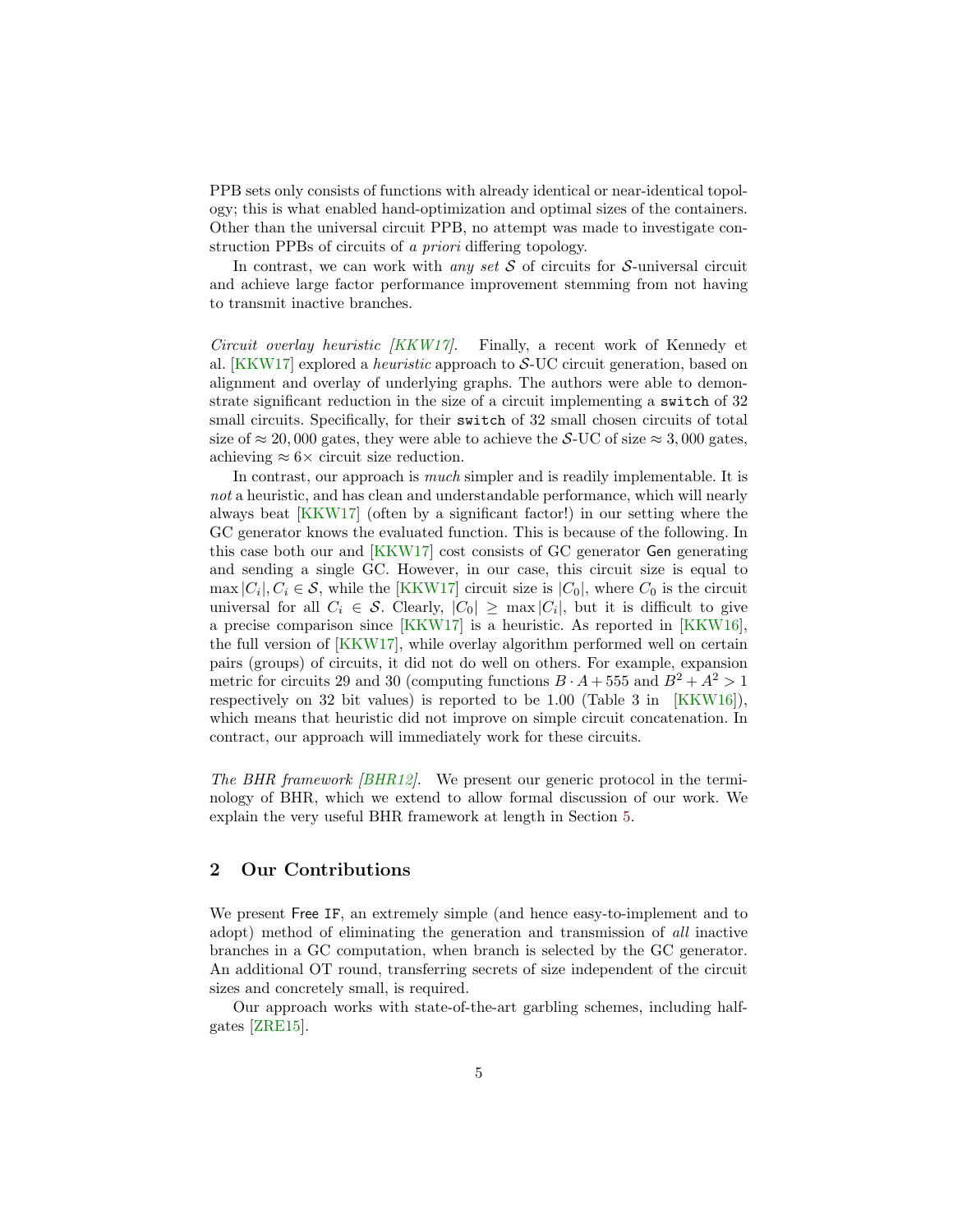PPB sets only consists of functions with already identical or near-identical topology; this is what enabled hand-optimization and optimal sizes of the containers. Other than the universal circuit PPB, no attempt was made to investigate construction PPBs of circuits of *a priori* differing topology.

In contrast, we can work with *any set* $\mathcal{S}$ of circuits for $\mathcal{S}$-universal circuit and achieve large factor performance improvement stemming from not having to transmit inactive branches.

*Circuit overlay heuristic [KKW17].* Finally, a recent work of Kennedy et al. [KKW17] explored a *heuristic* approach to $\mathcal{S}$-UC circuit generation, based on alignment and overlay of underlying graphs. The authors were able to demonstrate significant reduction in the size of a circuit implementing a `switch` of 32 small circuits. Specifically, for their `switch` of 32 small chosen circuits of total size of $\approx 20,000$ gates, they were able to achieve the $\mathcal{S}$-UC of size $\approx 3,000$ gates, achieving $\approx 6\times$ circuit size reduction.

In contrast, our approach is *much* simpler and is readily implementable. It is *not* a heuristic, and has clean and understandable performance, which will nearly always beat [KKW17] (often by a significant factor!) in our setting where the GC generator knows the evaluated function. This is because of the following. In this case both our and [KKW17] cost consists of GC generator Gen generating and sending a single GC. However, in our case, this circuit size is equal to $\max |C_i|, C_i \in \mathcal{S}$, while the [KKW17] circuit size is $|C_0|$, where $C_0$ is the circuit universal for all $C_i \in \mathcal{S}$. Clearly, $|C_0| \geq \max |C_i|$, but it is difficult to give a precise comparison since [KKW17] is a heuristic. As reported in [KKW16], the full version of [KKW17], while overlay algorithm performed well on certain pairs (groups) of circuits, it did not do well on others. For example, expansion metric for circuits 29 and 30 (computing functions $B \cdot A + 555$ and $B^2 + A^2 > 1$ respectively on 32 bit values) is reported to be 1.00 (Table 3 in [KKW16]), which means that heuristic did not improve on simple circuit concatenation. In contract, our approach will immediately work for these circuits.

*The BHR framework [BHR12].* We present our generic protocol in the terminology of BHR, which we extend to allow formal discussion of our work. We explain the very useful BHR framework at length in Section 5.

## 2 Our Contributions

We present Free `IF`, an extremely simple (and hence easy-to-implement and to adopt) method of eliminating the generation and transmission of *all* inactive branches in a GC computation, when branch is selected by the GC generator. An additional OT round, transferring secrets of size independent of the circuit sizes and concretely small, is required.

Our approach works with state-of-the-art garbling schemes, including half-gates [ZRE15].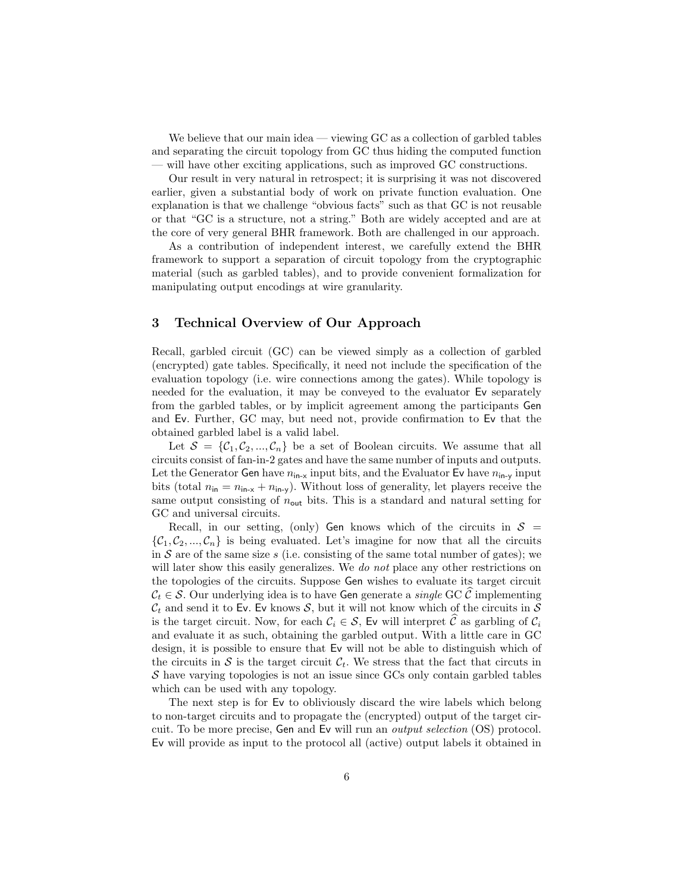We believe that our main idea — viewing GC as a collection of garbled tables and separating the circuit topology from GC thus hiding the computed function — will have other exciting applications, such as improved GC constructions.

Our result in very natural in retrospect; it is surprising it was not discovered earlier, given a substantial body of work on private function evaluation. One explanation is that we challenge "obvious facts" such as that GC is not reusable or that "GC is a structure, not a string." Both are widely accepted and are at the core of very general BHR framework. Both are challenged in our approach.

As a contribution of independent interest, we carefully extend the BHR framework to support a separation of circuit topology from the cryptographic material (such as garbled tables), and to provide convenient formalization for manipulating output encodings at wire granularity.

## 3 Technical Overview of Our Approach

Recall, garbled circuit (GC) can be viewed simply as a collection of garbled (encrypted) gate tables. Specifically, it need not include the specification of the evaluation topology (i.e. wire connections among the gates). While topology is needed for the evaluation, it may be conveyed to the evaluator $\mathsf{Ev}$ separately from the garbled tables, or by implicit agreement among the participants $\mathsf{Gen}$ and $\mathsf{Ev}$. Further, GC may, but need not, provide confirmation to $\mathsf{Ev}$ that the obtained garbled label is a valid label.

Let $\mathcal{S} = \{\mathcal{C}_1, \mathcal{C}_2, ..., \mathcal{C}_n\}$ be a set of Boolean circuits. We assume that all circuits consist of fan-in-2 gates and have the same number of inputs and outputs. Let the Generator $\mathsf{Gen}$ have $n_{\mathsf{in\text{-}x}}$ input bits, and the Evaluator $\mathsf{Ev}$ have $n_{\mathsf{in\text{-}y}}$ input bits (total $n_{\mathsf{in}} = n_{\mathsf{in\text{-}x}} + n_{\mathsf{in\text{-}y}}$). Without loss of generality, let players receive the same output consisting of $n_{\mathsf{out}}$ bits. This is a standard and natural setting for GC and universal circuits.

Recall, in our setting, (only) $\mathsf{Gen}$ knows which of the circuits in $\mathcal{S} = \{\mathcal{C}_1, \mathcal{C}_2, ..., \mathcal{C}_n\}$ is being evaluated. Let's imagine for now that all the circuits in $\mathcal{S}$ are of the same size $s$ (i.e. consisting of the same total number of gates); we will later show this easily generalizes. We *do not* place any other restrictions on the topologies of the circuits. Suppose $\mathsf{Gen}$ wishes to evaluate its target circuit $\mathcal{C}_t \in \mathcal{S}$. Our underlying idea is to have $\mathsf{Gen}$ generate a *single* GC $\widehat{\mathcal{C}}$ implementing $\mathcal{C}_t$ and send it to $\mathsf{Ev}$. $\mathsf{Ev}$ knows $\mathcal{S}$, but it will not know which of the circuits in $\mathcal{S}$ is the target circuit. Now, for each $\mathcal{C}_i \in \mathcal{S}$, $\mathsf{Ev}$ will interpret $\widehat{\mathcal{C}}$ as garbling of $\mathcal{C}_i$ and evaluate it as such, obtaining the garbled output. With a little care in GC design, it is possible to ensure that $\mathsf{Ev}$ will not be able to distinguish which of the circuits in $\mathcal{S}$ is the target circuit $\mathcal{C}_t$. We stress that the fact that circuts in $\mathcal{S}$ have varying topologies is not an issue since GCs only contain garbled tables which can be used with any topology.

The next step is for $\mathsf{Ev}$ to obliviously discard the wire labels which belong to non-target circuits and to propagate the (encrypted) output of the target circuit. To be more precise, $\mathsf{Gen}$ and $\mathsf{Ev}$ will run an *output selection* (OS) protocol. $\mathsf{Ev}$ will provide as input to the protocol all (active) output labels it obtained in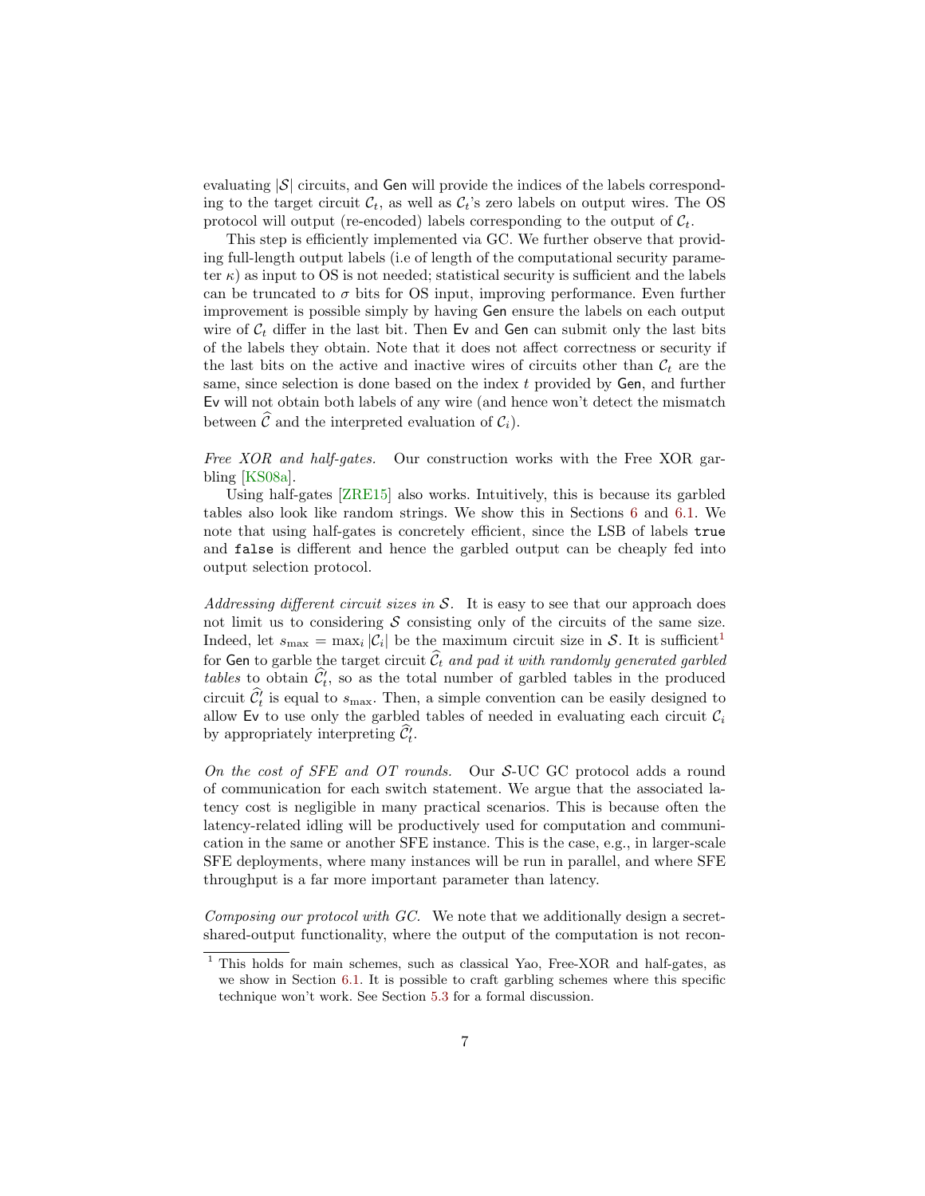evaluating $|\mathcal{S}|$ circuits, and Gen will provide the indices of the labels corresponding to the target circuit $\mathcal{C}_t$, as well as $\mathcal{C}_t$'s zero labels on output wires. The OS protocol will output (re-encoded) labels corresponding to the output of $\mathcal{C}_t$.

This step is efficiently implemented via GC. We further observe that providing full-length output labels (i.e of length of the computational security parameter $\kappa$) as input to OS is not needed; statistical security is sufficient and the labels can be truncated to $\sigma$ bits for OS input, improving performance. Even further improvement is possible simply by having Gen ensure the labels on each output wire of $\mathcal{C}_t$ differ in the last bit. Then Ev and Gen can submit only the last bits of the labels they obtain. Note that it does not affect correctness or security if the last bits on the active and inactive wires of circuits other than $\mathcal{C}_t$ are the same, since selection is done based on the index $t$ provided by Gen, and further Ev will not obtain both labels of any wire (and hence won't detect the mismatch between $\widehat{\mathcal{C}}$ and the interpreted evaluation of $\mathcal{C}_i$).

*Free XOR and half-gates.* Our construction works with the Free XOR garbling [KS08a].

Using half-gates [ZRE15] also works. Intuitively, this is because its garbled tables also look like random strings. We show this in Sections 6 and 6.1. We note that using half-gates is concretely efficient, since the LSB of labels `true` and `false` is different and hence the garbled output can be cheaply fed into output selection protocol.

*Addressing different circuit sizes in $\mathcal{S}$.* It is easy to see that our approach does not limit us to considering $\mathcal{S}$ consisting only of the circuits of the same size. Indeed, let $s_{\max} = \max_i |\mathcal{C}_i|$ be the maximum circuit size in $\mathcal{S}$. It is sufficient[1] for Gen to garble the target circuit $\widehat{\mathcal{C}}_t$ *and pad it with randomly generated garbled tables* to obtain $\widehat{\mathcal{C}}'_t$, so as the total number of garbled tables in the produced circuit $\widehat{\mathcal{C}}'_t$ is equal to $s_{\max}$. Then, a simple convention can be easily designed to allow Ev to use only the garbled tables of needed in evaluating each circuit $\mathcal{C}_i$ by appropriately interpreting $\widehat{\mathcal{C}}'_t$.

*On the cost of SFE and OT rounds.* Our $\mathcal{S}$-UC GC protocol adds a round of communication for each switch statement. We argue that the associated latency cost is negligible in many practical scenarios. This is because often the latency-related idling will be productively used for computation and communication in the same or another SFE instance. This is the case, e.g., in larger-scale SFE deployments, where many instances will be run in parallel, and where SFE throughput is a far more important parameter than latency.

*Composing our protocol with GC.* We note that we additionally design a secret-shared-output functionality, where the output of the computation is not recon-

[1] This holds for main schemes, such as classical Yao, Free-XOR and half-gates, as we show in Section 6.1. It is possible to craft garbling schemes where this specific technique won't work. See Section 5.3 for a formal discussion.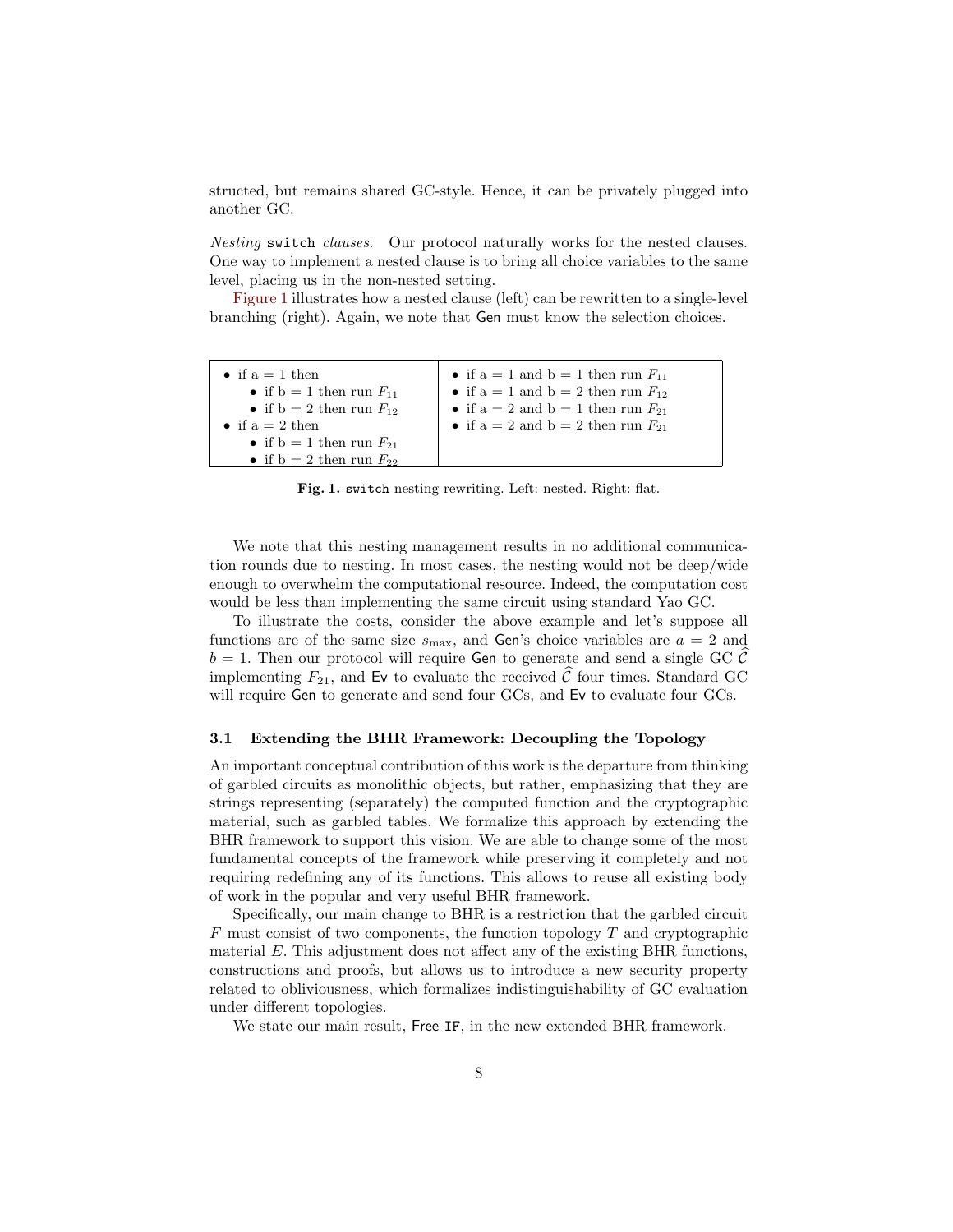structed, but remains shared GC-style. Hence, it can be privately plugged into another GC.

*Nesting* `switch` *clauses.* Our protocol naturally works for the nested clauses. One way to implement a nested clause is to bring all choice variables to the same level, placing us in the non-nested setting.

Figure 1 illustrates how a nested clause (left) can be rewritten to a single-level branching (right). Again, we note that Gen must know the selection choices.

| Nested | Flat |
|---|---|
| • if a = 1 then<br>&nbsp;&nbsp;&nbsp;&nbsp;• if b = 1 then run $F_{11}$<br>&nbsp;&nbsp;&nbsp;&nbsp;• if b = 2 then run $F_{12}$<br>• if a = 2 then<br>&nbsp;&nbsp;&nbsp;&nbsp;• if b = 1 then run $F_{21}$<br>&nbsp;&nbsp;&nbsp;&nbsp;• if b = 2 then run $F_{22}$ | • if a = 1 and b = 1 then run $F_{11}$<br>• if a = 1 and b = 2 then run $F_{12}$<br>• if a = 2 and b = 1 then run $F_{21}$<br>• if a = 2 and b = 2 then run $F_{21}$ |

**Fig. 1.** `switch` nesting rewriting. Left: nested. Right: flat.

We note that this nesting management results in no additional communication rounds due to nesting. In most cases, the nesting would not be deep/wide enough to overwhelm the computational resource. Indeed, the computation cost would be less than implementing the same circuit using standard Yao GC.

To illustrate the costs, consider the above example and let's suppose all functions are of the same size $s_{\max}$, and Gen's choice variables are $a = 2$ and $b = 1$. Then our protocol will require Gen to generate and send a single GC $\widehat{\mathcal{C}}$ implementing $F_{21}$, and Ev to evaluate the received $\widehat{\mathcal{C}}$ four times. Standard GC will require Gen to generate and send four GCs, and Ev to evaluate four GCs.

### 3.1 Extending the BHR Framework: Decoupling the Topology

An important conceptual contribution of this work is the departure from thinking of garbled circuits as monolithic objects, but rather, emphasizing that they are strings representing (separately) the computed function and the cryptographic material, such as garbled tables. We formalize this approach by extending the BHR framework to support this vision. We are able to change some of the most fundamental concepts of the framework while preserving it completely and not requiring redefining any of its functions. This allows to reuse all existing body of work in the popular and very useful BHR framework.

Specifically, our main change to BHR is a restriction that the garbled circuit $F$ must consist of two components, the function topology $T$ and cryptographic material $E$. This adjustment does not affect any of the existing BHR functions, constructions and proofs, but allows us to introduce a new security property related to obliviousness, which formalizes indistinguishability of GC evaluation under different topologies.

We state our main result, Free `IF`, in the new extended BHR framework.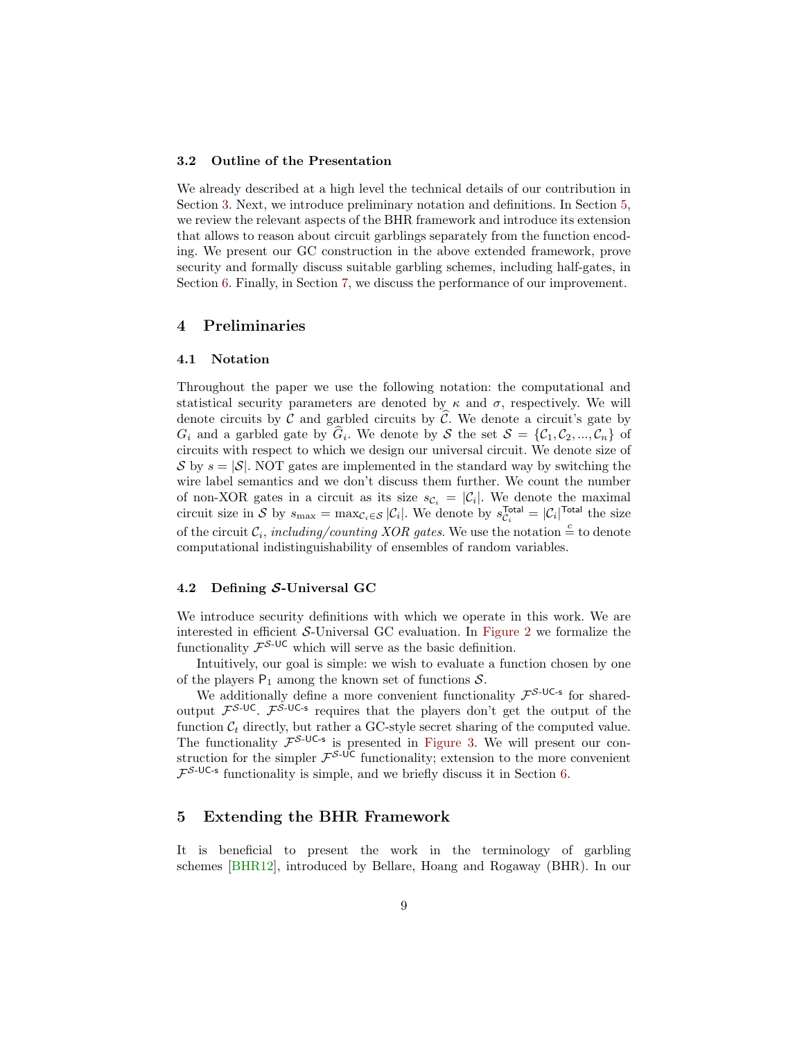### 3.2 Outline of the Presentation

We already described at a high level the technical details of our contribution in Section 3. Next, we introduce preliminary notation and definitions. In Section 5, we review the relevant aspects of the BHR framework and introduce its extension that allows to reason about circuit garblings separately from the function encoding. We present our GC construction in the above extended framework, prove security and formally discuss suitable garbling schemes, including half-gates, in Section 6. Finally, in Section 7, we discuss the performance of our improvement.

## 4 Preliminaries

### 4.1 Notation

Throughout the paper we use the following notation: the computational and statistical security parameters are denoted by $\kappa$ and $\sigma$, respectively. We will denote circuits by $\mathcal{C}$ and garbled circuits by $\widehat{\mathcal{C}}$. We denote a circuit's gate by $G_i$ and a garbled gate by $\widehat{G}_i$. We denote by $\mathcal{S}$ the set $\mathcal{S} = \{\mathcal{C}_1, \mathcal{C}_2, ..., \mathcal{C}_n\}$ of circuits with respect to which we design our universal circuit. We denote size of $\mathcal{S}$ by $s = |\mathcal{S}|$. NOT gates are implemented in the standard way by switching the wire label semantics and we don't discuss them further. We count the number of non-XOR gates in a circuit as its size $s_{\mathcal{C}_i} = |\mathcal{C}_i|$. We denote the maximal circuit size in $\mathcal{S}$ by $s_{\max} = \max_{\mathcal{C}_i \in \mathcal{S}} |\mathcal{C}_i|$. We denote by $s^{\mathsf{Total}}_{\mathcal{C}_i} = |\mathcal{C}_i|^{\mathsf{Total}}$ the size of the circuit $\mathcal{C}_i$, *including/counting XOR gates*. We use the notation $\stackrel{c}{=}$ to denote computational indistinguishability of ensembles of random variables.

### 4.2 Defining $\mathcal{S}$-Universal GC

We introduce security definitions with which we operate in this work. We are interested in efficient $\mathcal{S}$-Universal GC evaluation. In Figure 2 we formalize the functionality $\mathcal{F}^{\mathcal{S}\text{-UC}}$ which will serve as the basic definition.

Intuitively, our goal is simple: we wish to evaluate a function chosen by one of the players $\mathsf{P}_1$ among the known set of functions $\mathcal{S}$.

We additionally define a more convenient functionality $\mathcal{F}^{\mathcal{S}\text{-UC-s}}$ for shared-output $\mathcal{F}^{\mathcal{S}\text{-UC}}$. $\mathcal{F}^{\mathcal{S}\text{-UC-s}}$ requires that the players don't get the output of the function $\mathcal{C}_t$ directly, but rather a GC-style secret sharing of the computed value. The functionality $\mathcal{F}^{\mathcal{S}\text{-UC-s}}$ is presented in Figure 3. We will present our construction for the simpler $\mathcal{F}^{\mathcal{S}\text{-UC}}$ functionality; extension to the more convenient $\mathcal{F}^{\mathcal{S}\text{-UC-s}}$ functionality is simple, and we briefly discuss it in Section 6.

## 5 Extending the BHR Framework

It is beneficial to present the work in the terminology of garbling schemes [BHR12], introduced by Bellare, Hoang and Rogaway (BHR). In our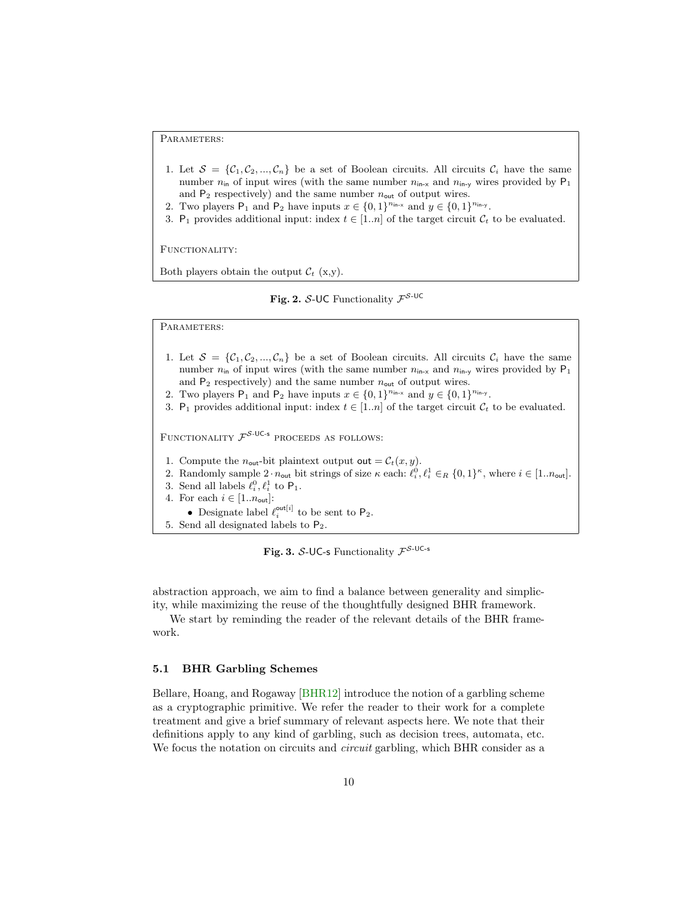Parameters:

1. Let $\mathcal{S} = \{\mathcal{C}_1, \mathcal{C}_2, ..., \mathcal{C}_n\}$ be a set of Boolean circuits. All circuits $\mathcal{C}_i$ have the same number $n_{\mathsf{in}}$ of input wires (with the same number $n_{\mathsf{in\text{-}x}}$ and $n_{\mathsf{in\text{-}y}}$ wires provided by $\mathsf{P}_1$ and $\mathsf{P}_2$ respectively) and the same number $n_{\mathsf{out}}$ of output wires.
2. Two players $\mathsf{P}_1$ and $\mathsf{P}_2$ have inputs $x \in \{0,1\}^{n_{\mathsf{in\text{-}x}}}$ and $y \in \{0,1\}^{n_{\mathsf{in\text{-}y}}}$.
3. $\mathsf{P}_1$ provides additional input: index $t \in [1..n]$ of the target circuit $\mathcal{C}_t$ to be evaluated.

Functionality:

Both players obtain the output $\mathcal{C}_t$ (x,y).

**Fig. 2.** $\mathcal{S}$-UC Functionality $\mathcal{F}^{\mathcal{S}\text{-UC}}$

Parameters:

1. Let $\mathcal{S} = \{\mathcal{C}_1, \mathcal{C}_2, ..., \mathcal{C}_n\}$ be a set of Boolean circuits. All circuits $\mathcal{C}_i$ have the same number $n_{\mathsf{in}}$ of input wires (with the same number $n_{\mathsf{in\text{-}x}}$ and $n_{\mathsf{in\text{-}y}}$ wires provided by $\mathsf{P}_1$ and $\mathsf{P}_2$ respectively) and the same number $n_{\mathsf{out}}$ of output wires.
2. Two players $\mathsf{P}_1$ and $\mathsf{P}_2$ have inputs $x \in \{0,1\}^{n_{\mathsf{in\text{-}x}}}$ and $y \in \{0,1\}^{n_{\mathsf{in\text{-}y}}}$.
3. $\mathsf{P}_1$ provides additional input: index $t \in [1..n]$ of the target circuit $\mathcal{C}_t$ to be evaluated.

Functionality $\mathcal{F}^{\mathcal{S}\text{-UC-s}}$ proceeds as follows:

1. Compute the $n_{\mathsf{out}}$-bit plaintext output $\mathsf{out} = \mathcal{C}_t(x, y)$.
2. Randomly sample $2 \cdot n_{\mathsf{out}}$ bit strings of size $\kappa$ each: $\ell_i^0, \ell_i^1 \in_R \{0,1\}^\kappa$, where $i \in [1..n_{\mathsf{out}}]$.
3. Send all labels $\ell_i^0, \ell_i^1$ to $\mathsf{P}_1$.
4. For each $i \in [1..n_{\mathsf{out}}]$:
   - Designate label $\ell_i^{\mathsf{out}[i]}$ to be sent to $\mathsf{P}_2$.
5. Send all designated labels to $\mathsf{P}_2$.

**Fig. 3.** $\mathcal{S}$-UC-s Functionality $\mathcal{F}^{\mathcal{S}\text{-UC-s}}$

abstraction approach, we aim to find a balance between generality and simplicity, while maximizing the reuse of the thoughtfully designed BHR framework.

We start by reminding the reader of the relevant details of the BHR framework.

### 5.1 BHR Garbling Schemes

Bellare, Hoang, and Rogaway [BHR12] introduce the notion of a garbling scheme as a cryptographic primitive. We refer the reader to their work for a complete treatment and give a brief summary of relevant aspects here. We note that their definitions apply to any kind of garbling, such as decision trees, automata, etc. We focus the notation on circuits and *circuit* garbling, which BHR consider as a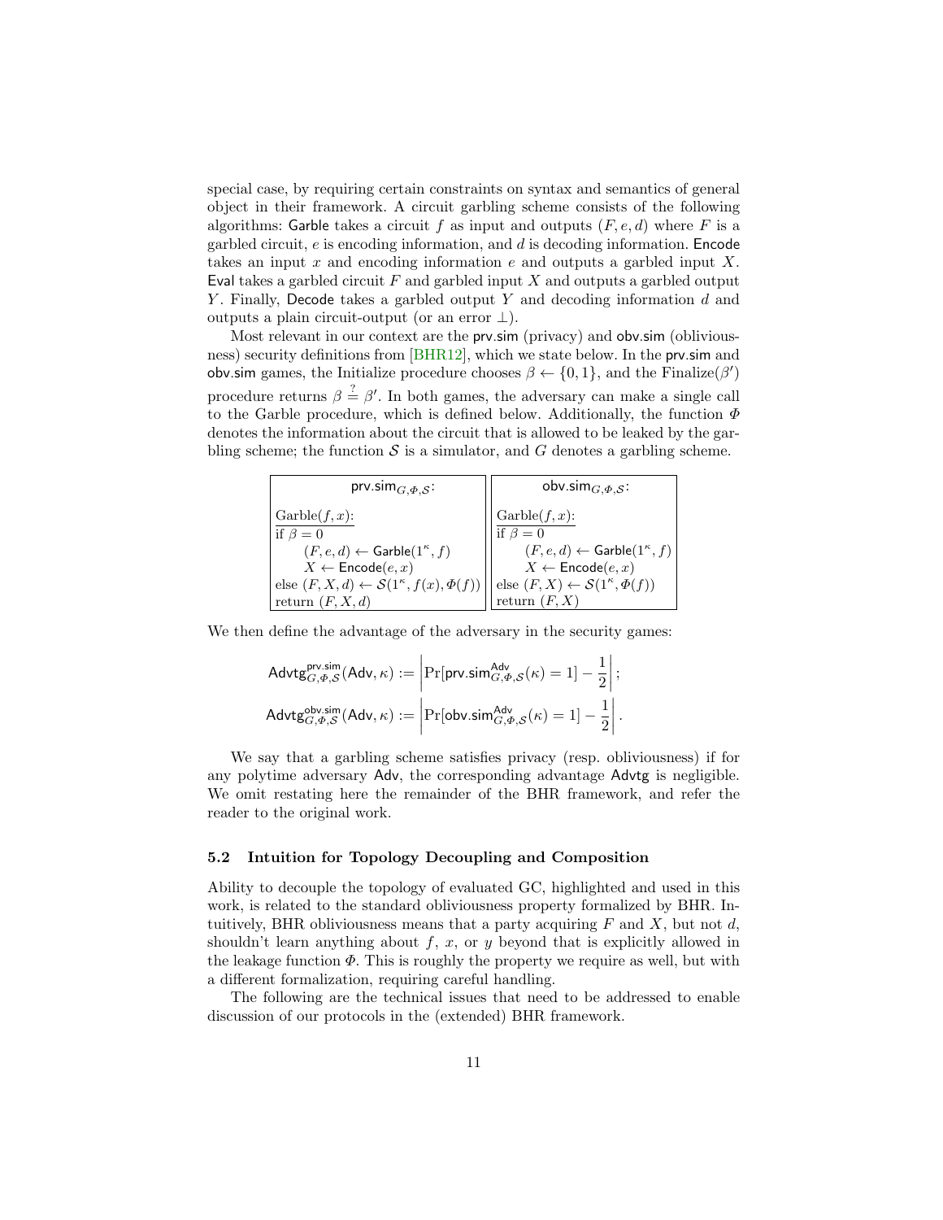special case, by requiring certain constraints on syntax and semantics of general object in their framework. A circuit garbling scheme consists of the following algorithms: Garble takes a circuit $f$ as input and outputs $(F, e, d)$ where $F$ is a garbled circuit, $e$ is encoding information, and $d$ is decoding information. Encode takes an input $x$ and encoding information $e$ and outputs a garbled input $X$. Eval takes a garbled circuit $F$ and garbled input $X$ and outputs a garbled output $Y$. Finally, Decode takes a garbled output $Y$ and decoding information $d$ and outputs a plain circuit-output (or an error $\perp$).

Most relevant in our context are the prv.sim (privacy) and obv.sim (obliviousness) security definitions from [BHR12], which we state below. In the prv.sim and obv.sim games, the Initialize procedure chooses $\beta \leftarrow \{0,1\}$, and the Finalize$(\beta')$ procedure returns $\beta \stackrel{?}{=} \beta'$. In both games, the adversary can make a single call to the Garble procedure, which is defined below. Additionally, the function $\Phi$ denotes the information about the circuit that is allowed to be leaked by the garbling scheme; the function $\mathcal{S}$ is a simulator, and $G$ denotes a garbling scheme.

| $\mathsf{prv.sim}_{G,\Phi,\mathcal{S}}$: | $\mathsf{obv.sim}_{G,\Phi,\mathcal{S}}$: |
|---|---|
| Garble$(f, x)$: | Garble$(f, x)$: |
| if $\beta = 0$ | if $\beta = 0$ |
| $\quad (F, e, d) \leftarrow \mathsf{Garble}(1^\kappa, f)$ | $\quad (F, e, d) \leftarrow \mathsf{Garble}(1^\kappa, f)$ |
| $\quad X \leftarrow \mathsf{Encode}(e, x)$ | $\quad X \leftarrow \mathsf{Encode}(e, x)$ |
| else $(F, X, d) \leftarrow \mathcal{S}(1^\kappa, f(x), \Phi(f))$ | else $(F, X) \leftarrow \mathcal{S}(1^\kappa, \Phi(f))$ |
| return $(F, X, d)$ | return $(F, X)$ |

We then define the advantage of the adversary in the security games:

$$\mathsf{Advtg}^{\mathsf{prv.sim}}_{G,\Phi,\mathcal{S}}(\mathsf{Adv}, \kappa) := \left| \Pr[\mathsf{prv.sim}^{\mathsf{Adv}}_{G,\Phi,\mathcal{S}}(\kappa) = 1] - \frac{1}{2} \right|;$$

$$\mathsf{Advtg}^{\mathsf{obv.sim}}_{G,\Phi,\mathcal{S}}(\mathsf{Adv}, \kappa) := \left| \Pr[\mathsf{obv.sim}^{\mathsf{Adv}}_{G,\Phi,\mathcal{S}}(\kappa) = 1] - \frac{1}{2} \right|.$$

We say that a garbling scheme satisfies privacy (resp. obliviousness) if for any polytime adversary Adv, the corresponding advantage Advtg is negligible. We omit restating here the remainder of the BHR framework, and refer the reader to the original work.

### 5.2 Intuition for Topology Decoupling and Composition

Ability to decouple the topology of evaluated GC, highlighted and used in this work, is related to the standard obliviousness property formalized by BHR. Intuitively, BHR obliviousness means that a party acquiring $F$ and $X$, but not $d$, shouldn't learn anything about $f$, $x$, or $y$ beyond that is explicitly allowed in the leakage function $\Phi$. This is roughly the property we require as well, but with a different formalization, requiring careful handling.

The following are the technical issues that need to be addressed to enable discussion of our protocols in the (extended) BHR framework.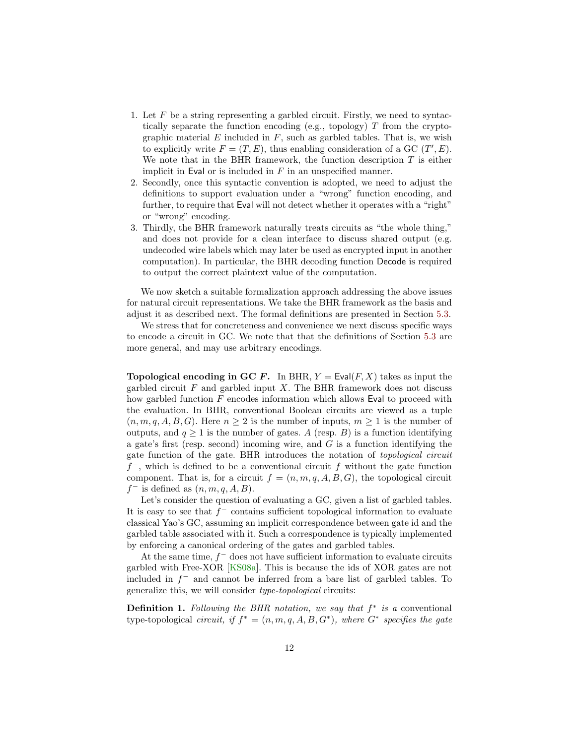1. Let $F$ be a string representing a garbled circuit. Firstly, we need to syntactically separate the function encoding (e.g., topology) $T$ from the cryptographic material $E$ included in $F$, such as garbled tables. That is, we wish to explicitly write $F = (T, E)$, thus enabling consideration of a GC $(T', E)$. We note that in the BHR framework, the function description $T$ is either implicit in $\mathsf{Eval}$ or is included in $F$ in an unspecified manner.
2. Secondly, once this syntactic convention is adopted, we need to adjust the definitions to support evaluation under a "wrong" function encoding, and further, to require that $\mathsf{Eval}$ will not detect whether it operates with a "right" or "wrong" encoding.
3. Thirdly, the BHR framework naturally treats circuits as "the whole thing," and does not provide for a clean interface to discuss shared output (e.g. undecoded wire labels which may later be used as encrypted input in another computation). In particular, the BHR decoding function $\mathsf{Decode}$ is required to output the correct plaintext value of the computation.

We now sketch a suitable formalization approach addressing the above issues for natural circuit representations. We take the BHR framework as the basis and adjust it as described next. The formal definitions are presented in Section 5.3.

We stress that for concreteness and convenience we next discuss specific ways to encode a circuit in GC. We note that that the definitions of Section 5.3 are more general, and may use arbitrary encodings.

**Topological encoding in GC $F$.** In BHR, $Y = \mathsf{Eval}(F, X)$ takes as input the garbled circuit $F$ and garbled input $X$. The BHR framework does not discuss how garbled function $F$ encodes information which allows $\mathsf{Eval}$ to proceed with the evaluation. In BHR, conventional Boolean circuits are viewed as a tuple $(n, m, q, A, B, G)$. Here $n \geq 2$ is the number of inputs, $m \geq 1$ is the number of outputs, and $q \geq 1$ is the number of gates. $A$ (resp. $B$) is a function identifying a gate's first (resp. second) incoming wire, and $G$ is a function identifying the gate function of the gate. BHR introduces the notation of *topological circuit* $f^-$, which is defined to be a conventional circuit $f$ without the gate function component. That is, for a circuit $f = (n, m, q, A, B, G)$, the topological circuit $f^-$ is defined as $(n, m, q, A, B)$.

Let's consider the question of evaluating a GC, given a list of garbled tables. It is easy to see that $f^-$ contains sufficient topological information to evaluate classical Yao's GC, assuming an implicit correspondence between gate id and the garbled table associated with it. Such a correspondence is typically implemented by enforcing a canonical ordering of the gates and garbled tables.

At the same time, $f^-$ does not have sufficient information to evaluate circuits garbled with Free-XOR [KS08a]. This is because the ids of XOR gates are not included in $f^-$ and cannot be inferred from a bare list of garbled tables. To generalize this, we will consider *type-topological* circuits:

**Definition 1.** *Following the BHR notation, we say that $f^*$ is a* conventional type-topological *circuit, if $f^* = (n, m, q, A, B, G^*)$, where $G^*$ specifies the gate*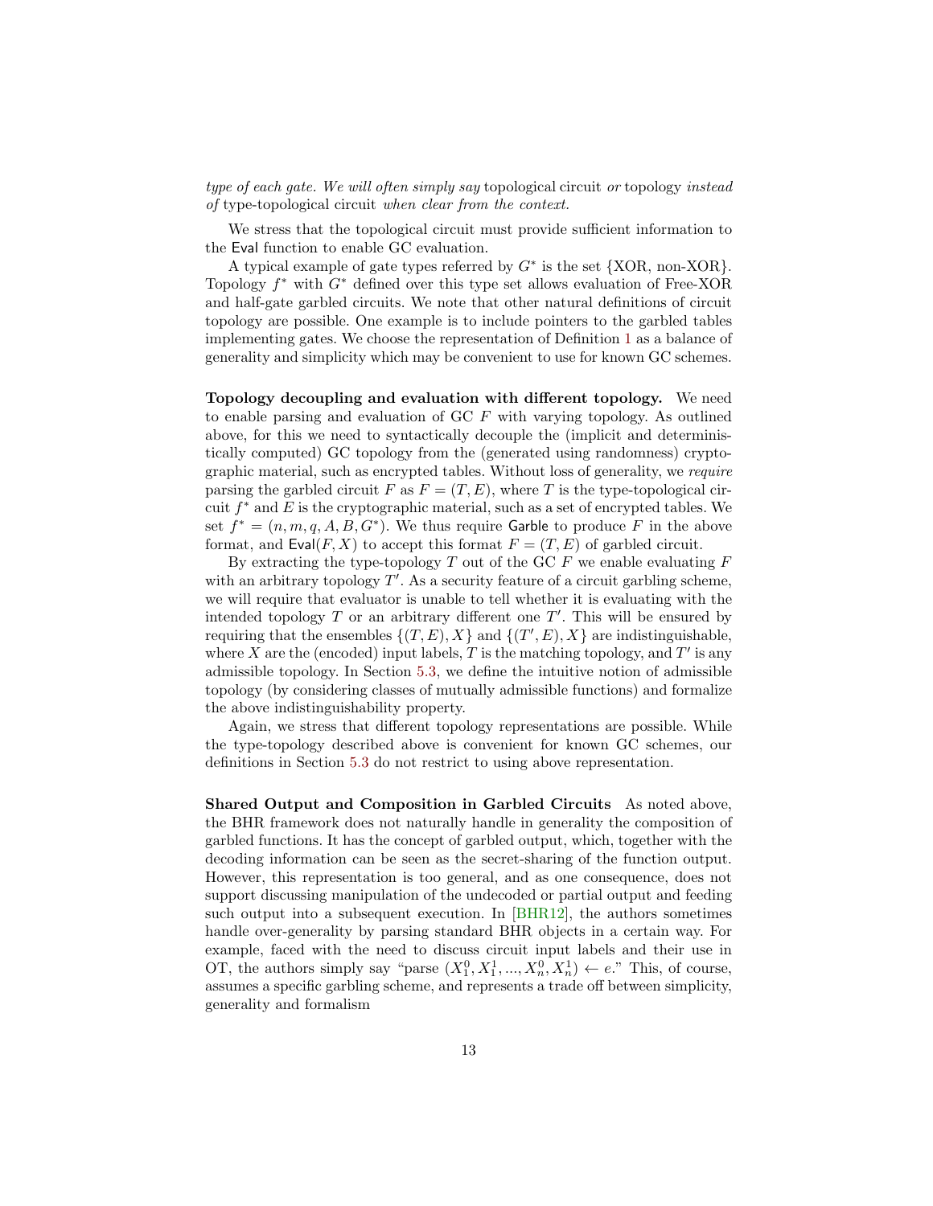*type of each gate. We will often simply say* topological circuit *or* topology *instead of* type-topological circuit *when clear from the context.*

We stress that the topological circuit must provide sufficient information to the Eval function to enable GC evaluation.

A typical example of gate types referred by $G^*$ is the set {XOR, non-XOR}. Topology $f^*$ with $G^*$ defined over this type set allows evaluation of Free-XOR and half-gate garbled circuits. We note that other natural definitions of circuit topology are possible. One example is to include pointers to the garbled tables implementing gates. We choose the representation of Definition 1 as a balance of generality and simplicity which may be convenient to use for known GC schemes.

**Topology decoupling and evaluation with different topology.** We need to enable parsing and evaluation of GC $F$ with varying topology. As outlined above, for this we need to syntactically decouple the (implicit and deterministically computed) GC topology from the (generated using randomness) cryptographic material, such as encrypted tables. Without loss of generality, we *require* parsing the garbled circuit $F$ as $F = (T, E)$, where $T$ is the type-topological circuit $f^*$ and $E$ is the cryptographic material, such as a set of encrypted tables. We set $f^* = (n, m, q, A, B, G^*)$. We thus require Garble to produce $F$ in the above format, and $\mathsf{Eval}(F, X)$ to accept this format $F = (T, E)$ of garbled circuit.

By extracting the type-topology $T$ out of the GC $F$ we enable evaluating $F$ with an arbitrary topology $T'$. As a security feature of a circuit garbling scheme, we will require that evaluator is unable to tell whether it is evaluating with the intended topology $T$ or an arbitrary different one $T'$. This will be ensured by requiring that the ensembles $\{(T, E), X\}$ and $\{(T', E), X\}$ are indistinguishable, where $X$ are the (encoded) input labels, $T$ is the matching topology, and $T'$ is any admissible topology. In Section 5.3, we define the intuitive notion of admissible topology (by considering classes of mutually admissible functions) and formalize the above indistinguishability property.

Again, we stress that different topology representations are possible. While the type-topology described above is convenient for known GC schemes, our definitions in Section 5.3 do not restrict to using above representation.

**Shared Output and Composition in Garbled Circuits** As noted above, the BHR framework does not naturally handle in generality the composition of garbled functions. It has the concept of garbled output, which, together with the decoding information can be seen as the secret-sharing of the function output. However, this representation is too general, and as one consequence, does not support discussing manipulation of the undecoded or partial output and feeding such output into a subsequent execution. In [BHR12], the authors sometimes handle over-generality by parsing standard BHR objects in a certain way. For example, faced with the need to discuss circuit input labels and their use in OT, the authors simply say "parse $(X_1^0, X_1^1, ..., X_n^0, X_n^1) \leftarrow e$." This, of course, assumes a specific garbling scheme, and represents a trade off between simplicity, generality and formalism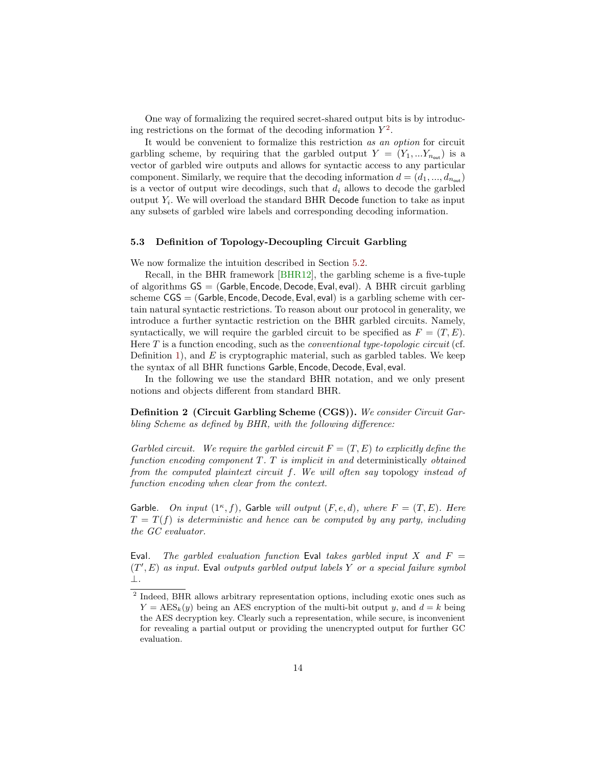One way of formalizing the required secret-shared output bits is by introducing restrictions on the format of the decoding information $Y$[2].

It would be convenient to formalize this restriction *as an option* for circuit garbling scheme, by requiring that the garbled output $Y = (Y_1, ...Y_{n_{\mathsf{out}}})$ is a vector of garbled wire outputs and allows for syntactic access to any particular component. Similarly, we require that the decoding information $d = (d_1, ..., d_{n_{\mathsf{out}}})$ is a vector of output wire decodings, such that $d_i$ allows to decode the garbled output $Y_i$. We will overload the standard BHR Decode function to take as input any subsets of garbled wire labels and corresponding decoding information.

### 5.3 Definition of Topology-Decoupling Circuit Garbling

We now formalize the intuition described in Section 5.2.

Recall, in the BHR framework [BHR12], the garbling scheme is a five-tuple of algorithms $\mathsf{GS} = (\mathsf{Garble}, \mathsf{Encode}, \mathsf{Decode}, \mathsf{Eval}, \mathsf{eval})$. A BHR circuit garbling scheme $\mathsf{CGS} = (\mathsf{Garble}, \mathsf{Encode}, \mathsf{Decode}, \mathsf{Eval}, \mathsf{eval})$ is a garbling scheme with certain natural syntactic restrictions. To reason about our protocol in generality, we introduce a further syntactic restriction on the BHR garbled circuits. Namely, syntactically, we will require the garbled circuit to be specified as $F = (T, E)$. Here $T$ is a function encoding, such as the *conventional type-topologic circuit* (cf. Definition 1), and $E$ is cryptographic material, such as garbled tables. We keep the syntax of all BHR functions Garble, Encode, Decode, Eval, eval.

In the following we use the standard BHR notation, and we only present notions and objects different from standard BHR.

**Definition 2 (Circuit Garbling Scheme (CGS)).** *We consider Circuit Garbling Scheme as defined by BHR, with the following difference:*

*Garbled circuit. We require the garbled circuit $F = (T, E)$ to explicitly define the function encoding component $T$. $T$ is implicit in and* deterministically *obtained from the computed plaintext circuit $f$. We will often say* topology *instead of function encoding when clear from the context.*

Garble. *On input $(1^\kappa, f)$,* Garble *will output $(F, e, d)$, where $F = (T, E)$. Here $T = T(f)$ is deterministic and hence can be computed by any party, including the GC evaluator.*

Eval. *The garbled evaluation function* Eval *takes garbled input $X$ and $F = (T', E)$ as input.* Eval *outputs garbled output labels $Y$ or a special failure symbol $\perp$.*

---

[2] Indeed, BHR allows arbitrary representation options, including exotic ones such as $Y = \mathrm{AES}_k(y)$ being an AES encryption of the multi-bit output $y$, and $d = k$ being the AES decryption key. Clearly such a representation, while secure, is inconvenient for revealing a partial output or providing the unencrypted output for further GC evaluation.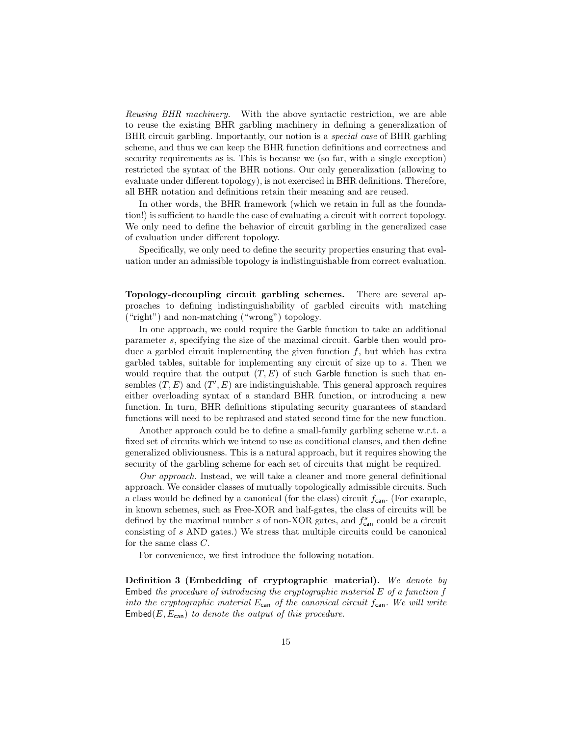*Reusing BHR machinery.* With the above syntactic restriction, we are able to reuse the existing BHR garbling machinery in defining a generalization of BHR circuit garbling. Importantly, our notion is a *special case* of BHR garbling scheme, and thus we can keep the BHR function definitions and correctness and security requirements as is. This is because we (so far, with a single exception) restricted the syntax of the BHR notions. Our only generalization (allowing to evaluate under different topology), is not exercised in BHR definitions. Therefore, all BHR notation and definitions retain their meaning and are reused.

In other words, the BHR framework (which we retain in full as the foundation!) is sufficient to handle the case of evaluating a circuit with correct topology. We only need to define the behavior of circuit garbling in the generalized case of evaluation under different topology.

Specifically, we only need to define the security properties ensuring that evaluation under an admissible topology is indistinguishable from correct evaluation.

**Topology-decoupling circuit garbling schemes.** There are several approaches to defining indistinguishability of garbled circuits with matching ("right") and non-matching ("wrong") topology.

In one approach, we could require the Garble function to take an additional parameter $s$, specifying the size of the maximal circuit. Garble then would produce a garbled circuit implementing the given function $f$, but which has extra garbled tables, suitable for implementing any circuit of size up to $s$. Then we would require that the output $(T, E)$ of such Garble function is such that ensembles $(T, E)$ and $(T', E)$ are indistinguishable. This general approach requires either overloading syntax of a standard BHR function, or introducing a new function. In turn, BHR definitions stipulating security guarantees of standard functions will need to be rephrased and stated second time for the new function.

Another approach could be to define a small-family garbling scheme w.r.t. a fixed set of circuits which we intend to use as conditional clauses, and then define generalized obliviousness. This is a natural approach, but it requires showing the security of the garbling scheme for each set of circuits that might be required.

*Our approach.* Instead, we will take a cleaner and more general definitional approach. We consider classes of mutually topologically admissible circuits. Such a class would be defined by a canonical (for the class) circuit $f_{\mathsf{can}}$. (For example, in known schemes, such as Free-XOR and half-gates, the class of circuits will be defined by the maximal number $s$ of non-XOR gates, and $f^s_{\mathsf{can}}$ could be a circuit consisting of $s$ AND gates.) We stress that multiple circuits could be canonical for the same class $C$.

For convenience, we first introduce the following notation.

**Definition 3 (Embedding of cryptographic material).** *We denote by* Embed *the procedure of introducing the cryptographic material $E$ of a function $f$ into the cryptographic material $E_{\mathsf{can}}$ of the canonical circuit $f_{\mathsf{can}}$. We will write* $\mathsf{Embed}(E, E_{\mathsf{can}})$ *to denote the output of this procedure.*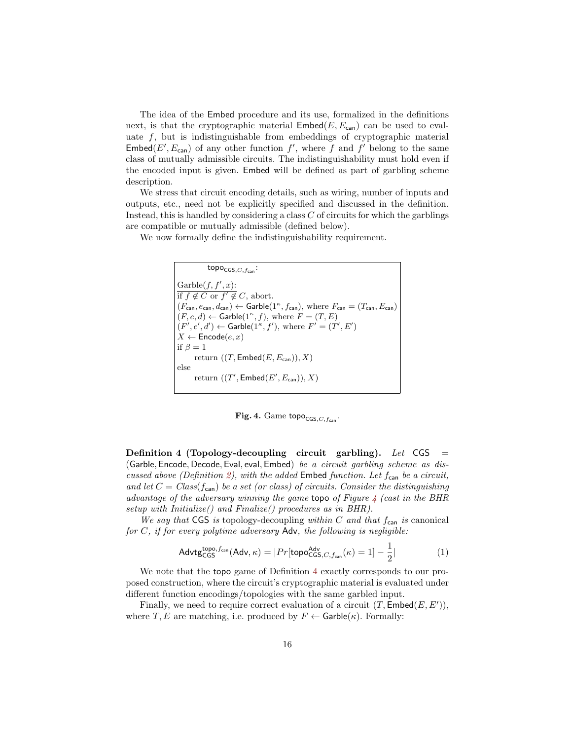The idea of the Embed procedure and its use, formalized in the definitions next, is that the cryptographic material $\mathsf{Embed}(E, E_{\mathsf{can}})$ can be used to evaluate $f$, but is indistinguishable from embeddings of cryptographic material $\mathsf{Embed}(E', E_{\mathsf{can}})$ of any other function $f'$, where $f$ and $f'$ belong to the same class of mutually admissible circuits. The indistinguishability must hold even if the encoded input is given. Embed will be defined as part of garbling scheme description.

We stress that circuit encoding details, such as wiring, number of inputs and outputs, etc., need not be explicitly specified and discussed in the definition. Instead, this is handled by considering a class $C$ of circuits for which the garblings are compatible or mutually admissible (defined below).

We now formally define the indistinguishability requirement.

```
topo_{CGS,C,f_can}:

Garble(f, f', x):
if f ∉ C or f' ∉ C, abort.
(F_can, e_can, d_can) ← Garble(1^κ, f_can), where F_can = (T_can, E_can)
(F, e, d) ← Garble(1^κ, f), where F = (T, E)
(F', e', d') ← Garble(1^κ, f'), where F' = (T', E')
X ← Encode(e, x)
if β = 1
    return ((T, Embed(E, E_can)), X)
else
    return ((T', Embed(E', E_can)), X)
```

**Fig. 4.** Game $\mathsf{topo}_{\mathsf{CGS},C,f_{\mathsf{can}}}$.

**Definition 4 (Topology-decoupling circuit garbling).** *Let* $\mathsf{CGS} = (\mathsf{Garble}, \mathsf{Encode}, \mathsf{Decode}, \mathsf{Eval}, \mathsf{eval}, \mathsf{Embed})$ *be a circuit garbling scheme as discussed above (Definition 2), with the added* Embed *function. Let* $f_{\mathsf{can}}$ *be a circuit, and let* $C = Class(f_{\mathsf{can}})$ *be a set (or class) of circuits. Consider the distinguishing advantage of the adversary winning the game* topo *of Figure 4 (cast in the BHR setup with Initialize() and Finalize() procedures as in BHR).*

*We say that* CGS *is* topology-decoupling *within* $C$ *and that* $f_{\mathsf{can}}$ *is* canonical *for* $C$*, if for every polytime adversary* Adv*, the following is negligible:*

$$\mathsf{Advtg}^{\mathsf{topo}, f_{\mathsf{can}}}_{\mathsf{CGS}}(\mathsf{Adv}, \kappa) = |Pr[\mathsf{topo}^{\mathsf{Adv}}_{\mathsf{CGS},C,f_{\mathsf{can}}}(\kappa) = 1] - \frac{1}{2}| \tag{1}$$

We note that the topo game of Definition 4 exactly corresponds to our proposed construction, where the circuit's cryptographic material is evaluated under different function encodings/topologies with the same garbled input.

Finally, we need to require correct evaluation of a circuit $(T, \mathsf{Embed}(E, E'))$, where $T, E$ are matching, i.e. produced by $F \leftarrow \mathsf{Garble}(\kappa)$. Formally: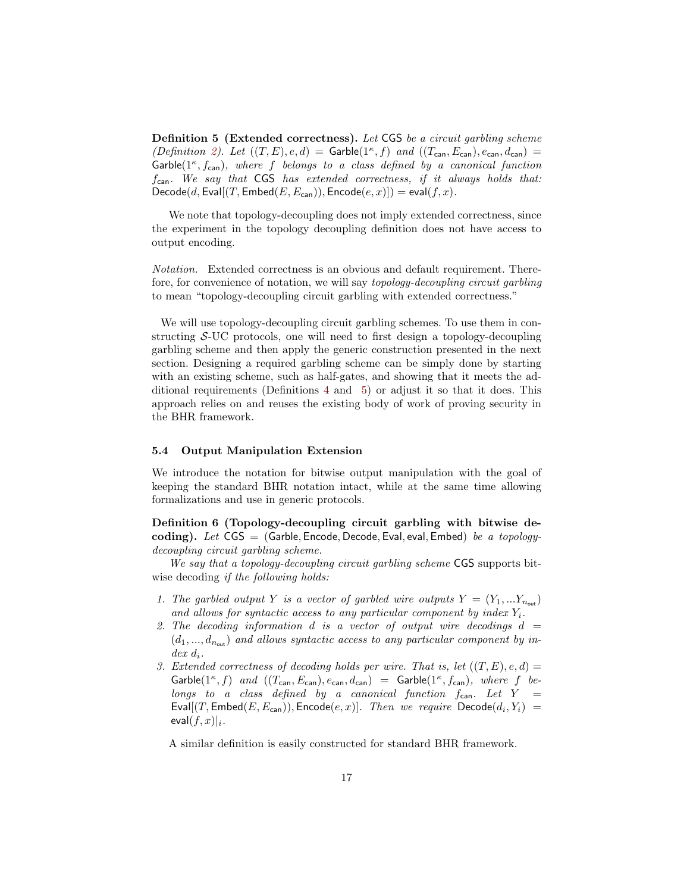**Definition 5 (Extended correctness).** *Let* $\mathsf{CGS}$ *be a circuit garbling scheme (Definition 2). Let* $((T, E), e, d) = \mathsf{Garble}(1^\kappa, f)$ *and* $((T_{\mathsf{can}}, E_{\mathsf{can}}), e_{\mathsf{can}}, d_{\mathsf{can}}) = \mathsf{Garble}(1^\kappa, f_{\mathsf{can}})$*, where* $f$ *belongs to a class defined by a canonical function* $f_{\mathsf{can}}$*. We say that* $\mathsf{CGS}$ *has extended correctness, if it always holds that:* $\mathsf{Decode}(d, \mathsf{Eval}[(T, \mathsf{Embed}(E, E_{\mathsf{can}})), \mathsf{Encode}(e, x)]) = \mathsf{eval}(f, x)$.

We note that topology-decoupling does not imply extended correctness, since the experiment in the topology decoupling definition does not have access to output encoding.

*Notation.* Extended correctness is an obvious and default requirement. Therefore, for convenience of notation, we will say *topology-decoupling circuit garbling* to mean "topology-decoupling circuit garbling with extended correctness."

We will use topology-decoupling circuit garbling schemes. To use them in constructing $\mathcal{S}$-UC protocols, one will need to first design a topology-decoupling garbling scheme and then apply the generic construction presented in the next section. Designing a required garbling scheme can be simply done by starting with an existing scheme, such as half-gates, and showing that it meets the additional requirements (Definitions 4 and 5) or adjust it so that it does. This approach relies on and reuses the existing body of work of proving security in the BHR framework.

### 5.4 Output Manipulation Extension

We introduce the notation for bitwise output manipulation with the goal of keeping the standard BHR notation intact, while at the same time allowing formalizations and use in generic protocols.

**Definition 6 (Topology-decoupling circuit garbling with bitwise decoding).** *Let* $\mathsf{CGS} = (\mathsf{Garble}, \mathsf{Encode}, \mathsf{Decode}, \mathsf{Eval}, \mathsf{eval}, \mathsf{Embed})$ *be a topology-decoupling circuit garbling scheme.*

*We say that a topology-decoupling circuit garbling scheme* $\mathsf{CGS}$ supports bitwise decoding *if the following holds:*

1. *The garbled output* $Y$ *is a vector of garbled wire outputs* $Y = (Y_1, ... Y_{n_{\mathsf{out}}})$ *and allows for syntactic access to any particular component by index* $Y_i$.
2. *The decoding information* $d$ *is a vector of output wire decodings* $d = (d_1, ..., d_{n_{\mathsf{out}}})$ *and allows syntactic access to any particular component by index* $d_i$.
3. *Extended correctness of decoding holds per wire. That is, let* $((T, E), e, d) = \mathsf{Garble}(1^\kappa, f)$ *and* $((T_{\mathsf{can}}, E_{\mathsf{can}}), e_{\mathsf{can}}, d_{\mathsf{can}}) = \mathsf{Garble}(1^\kappa, f_{\mathsf{can}})$*, where* $f$ *belongs to a class defined by a canonical function* $f_{\mathsf{can}}$*. Let* $Y = \mathsf{Eval}[(T, \mathsf{Embed}(E, E_{\mathsf{can}})), \mathsf{Encode}(e, x)]$*. Then we require* $\mathsf{Decode}(d_i, Y_i) = \mathsf{eval}(f, x)|_i$.

A similar definition is easily constructed for standard BHR framework.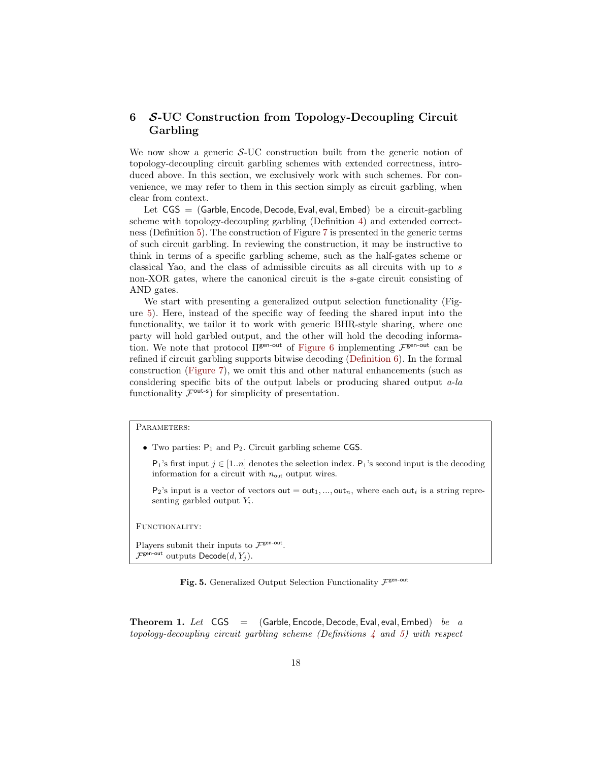## 6 $\mathcal{S}$-UC Construction from Topology-Decoupling Circuit Garbling

We now show a generic $\mathcal{S}$-UC construction built from the generic notion of topology-decoupling circuit garbling schemes with extended correctness, introduced above. In this section, we exclusively work with such schemes. For convenience, we may refer to them in this section simply as circuit garbling, when clear from context.

Let $\mathsf{CGS} = (\mathsf{Garble}, \mathsf{Encode}, \mathsf{Decode}, \mathsf{Eval}, \mathsf{eval}, \mathsf{Embed})$ be a circuit-garbling scheme with topology-decoupling garbling (Definition 4) and extended correctness (Definition 5). The construction of Figure 7 is presented in the generic terms of such circuit garbling. In reviewing the construction, it may be instructive to think in terms of a specific garbling scheme, such as the half-gates scheme or classical Yao, and the class of admissible circuits as all circuits with up to $s$ non-XOR gates, where the canonical circuit is the $s$-gate circuit consisting of AND gates.

We start with presenting a generalized output selection functionality (Figure 5). Here, instead of the specific way of feeding the shared input into the functionality, we tailor it to work with generic BHR-style sharing, where one party will hold garbled output, and the other will hold the decoding information. We note that protocol $\Pi^{\mathsf{gen\text{-}out}}$ of Figure 6 implementing $\mathcal{F}^{\mathsf{gen\text{-}out}}$ can be refined if circuit garbling supports bitwise decoding (Definition 6). In the formal construction (Figure 7), we omit this and other natural enhancements (such as considering specific bits of the output labels or producing shared output *a-la* functionality $\mathcal{F}^{\mathsf{out\text{-}s}}$) for simplicity of presentation.

---

PARAMETERS:

- Two parties: $\mathsf{P}_1$ and $\mathsf{P}_2$. Circuit garbling scheme $\mathsf{CGS}$.

  $\mathsf{P}_1$'s first input $j \in [1..n]$ denotes the selection index. $\mathsf{P}_1$'s second input is the decoding information for a circuit with $n_{\mathsf{out}}$ output wires.

  $\mathsf{P}_2$'s input is a vector of vectors $\mathsf{out} = \mathsf{out}_1, ..., \mathsf{out}_n$, where each $\mathsf{out}_i$ is a string representing garbled output $Y_i$.

FUNCTIONALITY:

Players submit their inputs to $\mathcal{F}^{\mathsf{gen\text{-}out}}$.
$\mathcal{F}^{\mathsf{gen\text{-}out}}$ outputs $\mathsf{Decode}(d, Y_j)$.

---

**Fig. 5.** Generalized Output Selection Functionality $\mathcal{F}^{\mathsf{gen\text{-}out}}$

**Theorem 1.** *Let* $\mathsf{CGS} = (\mathsf{Garble}, \mathsf{Encode}, \mathsf{Decode}, \mathsf{Eval}, \mathsf{eval}, \mathsf{Embed})$ *be a topology-decoupling circuit garbling scheme (Definitions 4 and 5) with respect*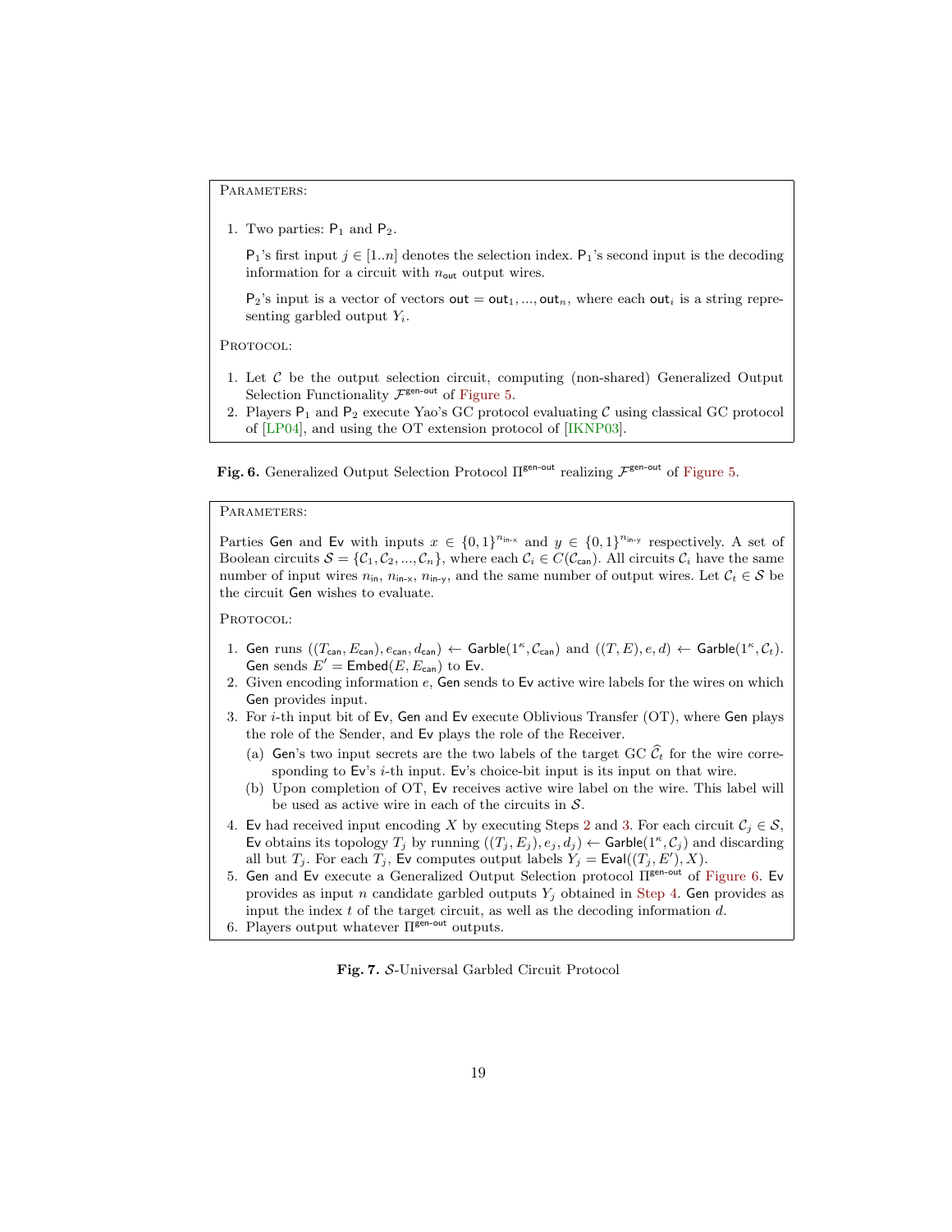PARAMETERS:

1. Two parties: $\mathsf{P}_1$ and $\mathsf{P}_2$.

   $\mathsf{P}_1$'s first input $j \in [1..n]$ denotes the selection index. $\mathsf{P}_1$'s second input is the decoding information for a circuit with $n_{\mathsf{out}}$ output wires.

   $\mathsf{P}_2$'s input is a vector of vectors $\mathsf{out} = \mathsf{out}_1, ..., \mathsf{out}_n$, where each $\mathsf{out}_i$ is a string representing garbled output $Y_i$.

PROTOCOL:

1. Let $\mathcal{C}$ be the output selection circuit, computing (non-shared) Generalized Output Selection Functionality $\mathcal{F}^{\mathsf{gen\text{-}out}}$ of Figure 5.
2. Players $\mathsf{P}_1$ and $\mathsf{P}_2$ execute Yao's GC protocol evaluating $\mathcal{C}$ using classical GC protocol of [LP04], and using the OT extension protocol of [IKNP03].

**Fig. 6.** Generalized Output Selection Protocol $\Pi^{\mathsf{gen\text{-}out}}$ realizing $\mathcal{F}^{\mathsf{gen\text{-}out}}$ of Figure 5.

PARAMETERS:

Parties $\mathsf{Gen}$ and $\mathsf{Ev}$ with inputs $x \in \{0,1\}^{n_{\mathsf{in\text{-}x}}}$ and $y \in \{0,1\}^{n_{\mathsf{in\text{-}y}}}$ respectively. A set of Boolean circuits $\mathcal{S} = \{\mathcal{C}_1, \mathcal{C}_2, ..., \mathcal{C}_n\}$, where each $\mathcal{C}_i \in C(\mathcal{C}_{\mathsf{can}})$. All circuits $\mathcal{C}_i$ have the same number of input wires $n_{\mathsf{in}}$, $n_{\mathsf{in\text{-}x}}$, $n_{\mathsf{in\text{-}y}}$, and the same number of output wires. Let $\mathcal{C}_t \in \mathcal{S}$ be the circuit $\mathsf{Gen}$ wishes to evaluate.

PROTOCOL:

1. $\mathsf{Gen}$ runs $((T_{\mathsf{can}}, E_{\mathsf{can}}), e_{\mathsf{can}}, d_{\mathsf{can}}) \leftarrow \mathsf{Garble}(1^\kappa, \mathcal{C}_{\mathsf{can}})$ and $((T, E), e, d) \leftarrow \mathsf{Garble}(1^\kappa, \mathcal{C}_t)$. $\mathsf{Gen}$ sends $E' = \mathsf{Embed}(E, E_{\mathsf{can}})$ to $\mathsf{Ev}$.
2. Given encoding information $e$, $\mathsf{Gen}$ sends to $\mathsf{Ev}$ active wire labels for the wires on which $\mathsf{Gen}$ provides input.
3. For $i$-th input bit of $\mathsf{Ev}$, $\mathsf{Gen}$ and $\mathsf{Ev}$ execute Oblivious Transfer (OT), where $\mathsf{Gen}$ plays the role of the Sender, and $\mathsf{Ev}$ plays the role of the Receiver.
   (a) $\mathsf{Gen}$'s two input secrets are the two labels of the target GC $\widehat{\mathcal{C}}_t$ for the wire corresponding to $\mathsf{Ev}$'s $i$-th input. $\mathsf{Ev}$'s choice-bit input is its input on that wire.
   (b) Upon completion of OT, $\mathsf{Ev}$ receives active wire label on the wire. This label will be used as active wire in each of the circuits in $\mathcal{S}$.
4. $\mathsf{Ev}$ had received input encoding $X$ by executing Steps 2 and 3. For each circuit $\mathcal{C}_j \in \mathcal{S}$, $\mathsf{Ev}$ obtains its topology $T_j$ by running $((T_j, E_j), e_j, d_j) \leftarrow \mathsf{Garble}(1^\kappa, \mathcal{C}_j)$ and discarding all but $T_j$. For each $T_j$, $\mathsf{Ev}$ computes output labels $Y_j = \mathsf{Eval}((T_j, E'), X)$.
5. $\mathsf{Gen}$ and $\mathsf{Ev}$ execute a Generalized Output Selection protocol $\Pi^{\mathsf{gen\text{-}out}}$ of Figure 6. $\mathsf{Ev}$ provides as input $n$ candidate garbled outputs $Y_j$ obtained in Step 4. $\mathsf{Gen}$ provides as input the index $t$ of the target circuit, as well as the decoding information $d$.
6. Players output whatever $\Pi^{\mathsf{gen\text{-}out}}$ outputs.

**Fig. 7.** $\mathcal{S}$-Universal Garbled Circuit Protocol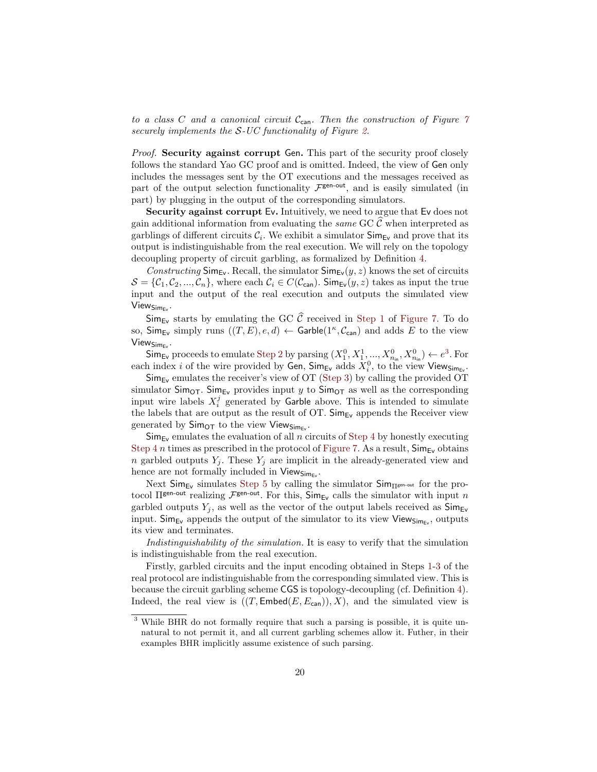*to a class $C$ and a canonical circuit $\mathcal{C}_{\mathsf{can}}$. Then the construction of Figure 7 securely implements the $\mathcal{S}$-UC functionality of Figure 2.*

*Proof.* **Security against corrupt Gen.** This part of the security proof closely follows the standard Yao GC proof and is omitted. Indeed, the view of Gen only includes the messages sent by the OT executions and the messages received as part of the output selection functionality $\mathcal{F}^{\mathsf{gen\text{-}out}}$, and is easily simulated (in part) by plugging in the output of the corresponding simulators.

**Security against corrupt Ev.** Intuitively, we need to argue that Ev does not gain additional information from evaluating the *same* GC $\widehat{\mathcal{C}}$ when interpreted as garblings of different circuits $\mathcal{C}_i$. We exhibit a simulator $\mathsf{Sim}_{\mathsf{Ev}}$ and prove that its output is indistinguishable from the real execution. We will rely on the topology decoupling property of circuit garbling, as formalized by Definition 4.

*Constructing* $\mathsf{Sim}_{\mathsf{Ev}}$. Recall, the simulator $\mathsf{Sim}_{\mathsf{Ev}}(y, z)$ knows the set of circuits $\mathcal{S} = \{\mathcal{C}_1, \mathcal{C}_2, ..., \mathcal{C}_n\}$, where each $\mathcal{C}_i \in C(\mathcal{C}_{\mathsf{can}})$. $\mathsf{Sim}_{\mathsf{Ev}}(y, z)$ takes as input the true input and the output of the real execution and outputs the simulated view $\mathsf{View}_{\mathsf{Sim}_{\mathsf{Ev}}}$.

$\mathsf{Sim}_{\mathsf{Ev}}$ starts by emulating the GC $\widehat{\mathcal{C}}$ received in Step 1 of Figure 7. To do so, $\mathsf{Sim}_{\mathsf{Ev}}$ simply runs $((T, E), e, d) \leftarrow \mathsf{Garble}(1^\kappa, \mathcal{C}_{\mathsf{can}})$ and adds $E$ to the view $\mathsf{View}_{\mathsf{Sim}_{\mathsf{Ev}}}$.

$\mathsf{Sim}_{\mathsf{Ev}}$ proceeds to emulate Step 2 by parsing $(X_1^0, X_1^1, ..., X_{n_{\mathsf{in}}}^0, X_{n_{\mathsf{in}}}^0) \leftarrow e$[3]. For each index $i$ of the wire provided by Gen, $\mathsf{Sim}_{\mathsf{Ev}}$ adds $X_i^0$, to the view $\mathsf{View}_{\mathsf{Sim}_{\mathsf{Ev}}}$.

$\mathsf{Sim}_{\mathsf{Ev}}$ emulates the receiver's view of OT (Step 3) by calling the provided OT simulator $\mathsf{Sim}_{\mathsf{OT}}$. $\mathsf{Sim}_{\mathsf{Ev}}$ provides input $y$ to $\mathsf{Sim}_{\mathsf{OT}}$ as well as the corresponding input wire labels $X_i^j$ generated by Garble above. This is intended to simulate the labels that are output as the result of OT. $\mathsf{Sim}_{\mathsf{Ev}}$ appends the Receiver view generated by $\mathsf{Sim}_{\mathsf{OT}}$ to the view $\mathsf{View}_{\mathsf{Sim}_{\mathsf{Ev}}}$.

$\mathsf{Sim}_{\mathsf{Ev}}$ emulates the evaluation of all $n$ circuits of Step 4 by honestly executing Step 4 $n$ times as prescribed in the protocol of Figure 7. As a result, $\mathsf{Sim}_{\mathsf{Ev}}$ obtains $n$ garbled outputs $Y_j$. These $Y_j$ are implicit in the already-generated view and hence are not formally included in $\mathsf{View}_{\mathsf{Sim}_{\mathsf{Ev}}}$.

Next $\mathsf{Sim}_{\mathsf{Ev}}$ simulates Step 5 by calling the simulator $\mathsf{Sim}_{\Pi^{\mathsf{gen\text{-}out}}}$ for the protocol $\Pi^{\mathsf{gen\text{-}out}}$ realizing $\mathcal{F}^{\mathsf{gen\text{-}out}}$. For this, $\mathsf{Sim}_{\mathsf{Ev}}$ calls the simulator with input $n$ garbled outputs $Y_j$, as well as the vector of the output labels received as $\mathsf{Sim}_{\mathsf{Ev}}$ input. $\mathsf{Sim}_{\mathsf{Ev}}$ appends the output of the simulator to its view $\mathsf{View}_{\mathsf{Sim}_{\mathsf{Ev}}}$, outputs its view and terminates.

*Indistinguishability of the simulation.* It is easy to verify that the simulation is indistinguishable from the real execution.

Firstly, garbled circuits and the input encoding obtained in Steps 1-3 of the real protocol are indistinguishable from the corresponding simulated view. This is because the circuit garbling scheme CGS is topology-decoupling (cf. Definition 4). Indeed, the real view is $((T, \mathsf{Embed}(E, E_{\mathsf{can}})), X)$, and the simulated view is

[3] While BHR do not formally require that such a parsing is possible, it is quite unnatural to not permit it, and all current garbling schemes allow it. Futher, in their examples BHR implicitly assume existence of such parsing.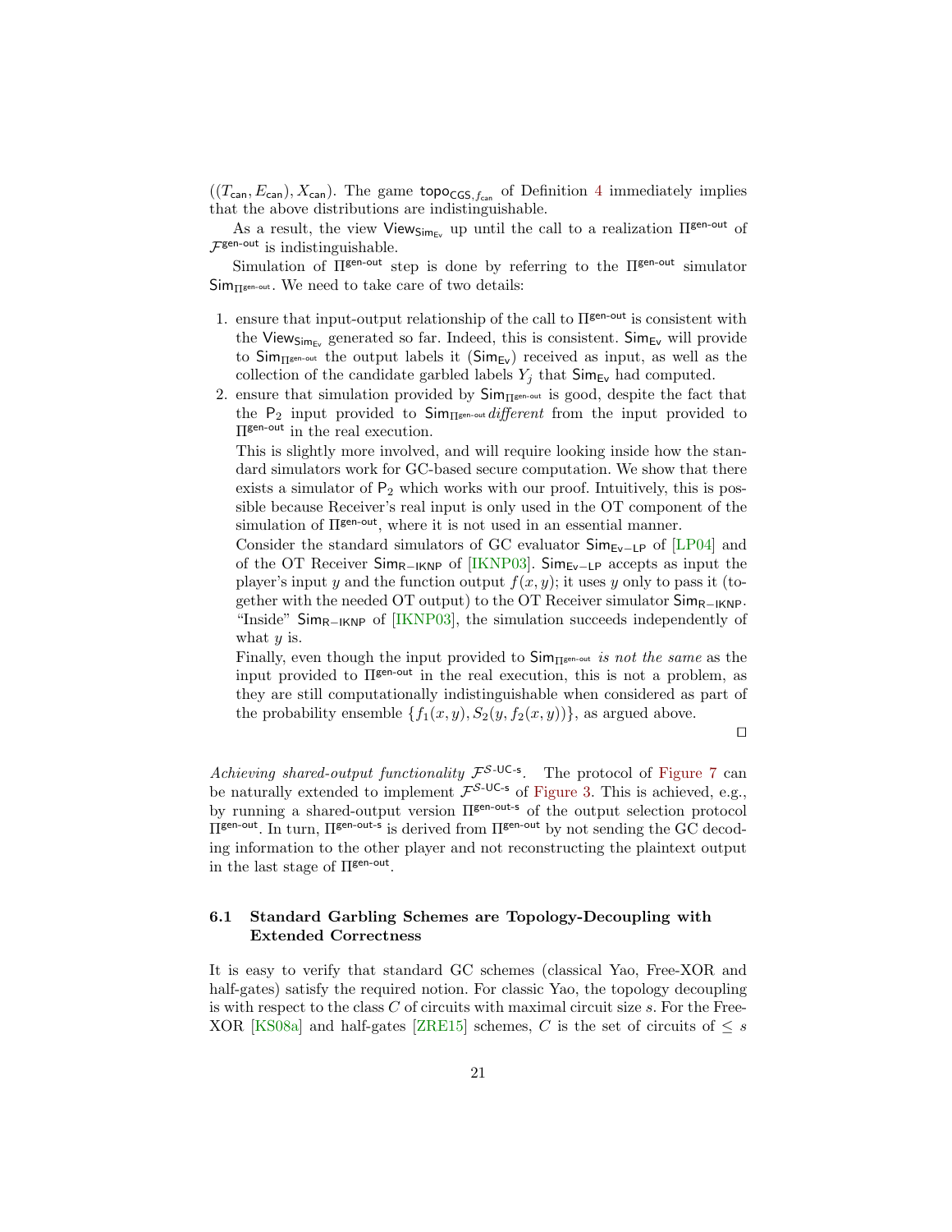$((T_{\mathsf{can}}, E_{\mathsf{can}}), X_{\mathsf{can}})$. The game $\mathsf{topo}_{\mathsf{CGS}, f_{\mathsf{can}}}$ of Definition 4 immediately implies that the above distributions are indistinguishable.

As a result, the view $\mathsf{View}_{\mathsf{Sim}_{\mathsf{Ev}}}$ up until the call to a realization $\Pi^{\mathsf{gen\text{-}out}}$ of $\mathcal{F}^{\mathsf{gen\text{-}out}}$ is indistinguishable.

Simulation of $\Pi^{\mathsf{gen\text{-}out}}$ step is done by referring to the $\Pi^{\mathsf{gen\text{-}out}}$ simulator $\mathsf{Sim}_{\Pi^{\mathsf{gen\text{-}out}}}$. We need to take care of two details:

1. ensure that input-output relationship of the call to $\Pi^{\mathsf{gen\text{-}out}}$ is consistent with the $\mathsf{View}_{\mathsf{Sim}_{\mathsf{Ev}}}$ generated so far. Indeed, this is consistent. $\mathsf{Sim}_{\mathsf{Ev}}$ will provide to $\mathsf{Sim}_{\Pi^{\mathsf{gen\text{-}out}}}$ the output labels it ($\mathsf{Sim}_{\mathsf{Ev}}$) received as input, as well as the collection of the candidate garbled labels $Y_j$ that $\mathsf{Sim}_{\mathsf{Ev}}$ had computed.
2. ensure that simulation provided by $\mathsf{Sim}_{\Pi^{\mathsf{gen\text{-}out}}}$ is good, despite the fact that the $\mathsf{P}_2$ input provided to $\mathsf{Sim}_{\Pi^{\mathsf{gen\text{-}out}}}$ *different* from the input provided to $\Pi^{\mathsf{gen\text{-}out}}$ in the real execution.

   This is slightly more involved, and will require looking inside how the standard simulators work for GC-based secure computation. We show that there exists a simulator of $\mathsf{P}_2$ which works with our proof. Intuitively, this is possible because Receiver's real input is only used in the OT component of the simulation of $\Pi^{\mathsf{gen\text{-}out}}$, where it is not used in an essential manner.

   Consider the standard simulators of GC evaluator $\mathsf{Sim}_{\mathsf{Ev-LP}}$ of [LP04] and of the OT Receiver $\mathsf{Sim}_{\mathsf{R-IKNP}}$ of [IKNP03]. $\mathsf{Sim}_{\mathsf{Ev-LP}}$ accepts as input the player's input $y$ and the function output $f(x, y)$; it uses $y$ only to pass it (together with the needed OT output) to the OT Receiver simulator $\mathsf{Sim}_{\mathsf{R-IKNP}}$. "Inside" $\mathsf{Sim}_{\mathsf{R-IKNP}}$ of [IKNP03], the simulation succeeds independently of what $y$ is.

   Finally, even though the input provided to $\mathsf{Sim}_{\Pi^{\mathsf{gen\text{-}out}}}$ *is not the same* as the input provided to $\Pi^{\mathsf{gen\text{-}out}}$ in the real execution, this is not a problem, as they are still computationally indistinguishable when considered as part of the probability ensemble $\{f_1(x, y), S_2(y, f_2(x, y))\}$, as argued above.

□

*Achieving shared-output functionality $\mathcal{F}^{\mathcal{S}\text{-}\mathsf{UC\text{-}s}}$.* The protocol of Figure 7 can be naturally extended to implement $\mathcal{F}^{\mathcal{S}\text{-}\mathsf{UC\text{-}s}}$ of Figure 3. This is achieved, e.g., by running a shared-output version $\Pi^{\mathsf{gen\text{-}out\text{-}s}}$ of the output selection protocol $\Pi^{\mathsf{gen\text{-}out}}$. In turn, $\Pi^{\mathsf{gen\text{-}out\text{-}s}}$ is derived from $\Pi^{\mathsf{gen\text{-}out}}$ by not sending the GC decoding information to the other player and not reconstructing the plaintext output in the last stage of $\Pi^{\mathsf{gen\text{-}out}}$.

### 6.1 Standard Garbling Schemes are Topology-Decoupling with Extended Correctness

It is easy to verify that standard GC schemes (classical Yao, Free-XOR and half-gates) satisfy the required notion. For classic Yao, the topology decoupling is with respect to the class $C$ of circuits with maximal circuit size $s$. For the Free-XOR [KS08a] and half-gates [ZRE15] schemes, $C$ is the set of circuits of $\leq s$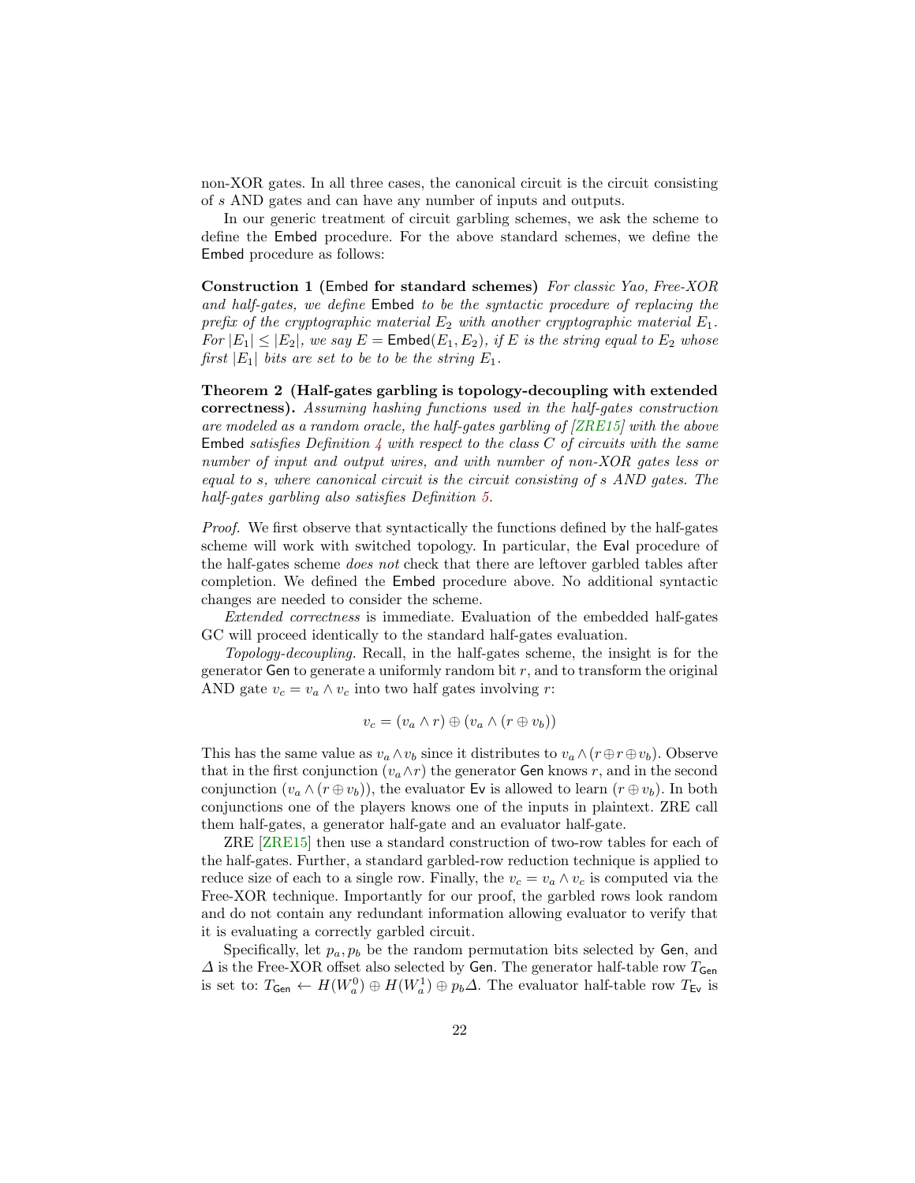non-XOR gates. In all three cases, the canonical circuit is the circuit consisting of $s$ AND gates and can have any number of inputs and outputs.

In our generic treatment of circuit garbling schemes, we ask the scheme to define the Embed procedure. For the above standard schemes, we define the Embed procedure as follows:

**Construction 1 (Embed for standard schemes)** *For classic Yao, Free-XOR and half-gates, we define* Embed *to be the syntactic procedure of replacing the prefix of the cryptographic material $E_2$ with another cryptographic material $E_1$. For $|E_1| \leq |E_2|$, we say $E = \mathsf{Embed}(E_1, E_2)$, if $E$ is the string equal to $E_2$ whose first $|E_1|$ bits are set to be to be the string $E_1$.*

**Theorem 2 (Half-gates garbling is topology-decoupling with extended correctness).** *Assuming hashing functions used in the half-gates construction are modeled as a random oracle, the half-gates garbling of [ZRE15] with the above* Embed *satisfies Definition 4 with respect to the class $C$ of circuits with the same number of input and output wires, and with number of non-XOR gates less or equal to $s$, where canonical circuit is the circuit consisting of $s$ AND gates. The half-gates garbling also satisfies Definition 5.*

*Proof.* We first observe that syntactically the functions defined by the half-gates scheme will work with switched topology. In particular, the Eval procedure of the half-gates scheme *does not* check that there are leftover garbled tables after completion. We defined the Embed procedure above. No additional syntactic changes are needed to consider the scheme.

*Extended correctness* is immediate. Evaluation of the embedded half-gates GC will proceed identically to the standard half-gates evaluation.

*Topology-decoupling.* Recall, in the half-gates scheme, the insight is for the generator Gen to generate a uniformly random bit $r$, and to transform the original AND gate $v_c = v_a \wedge v_c$ into two half gates involving $r$:

$$v_c = (v_a \wedge r) \oplus (v_a \wedge (r \oplus v_b))$$

This has the same value as $v_a \wedge v_b$ since it distributes to $v_a \wedge (r \oplus r \oplus v_b)$. Observe that in the first conjunction $(v_a \wedge r)$ the generator Gen knows $r$, and in the second conjunction $(v_a \wedge (r \oplus v_b))$, the evaluator Ev is allowed to learn $(r \oplus v_b)$. In both conjunctions one of the players knows one of the inputs in plaintext. ZRE call them half-gates, a generator half-gate and an evaluator half-gate.

ZRE [ZRE15] then use a standard construction of two-row tables for each of the half-gates. Further, a standard garbled-row reduction technique is applied to reduce size of each to a single row. Finally, the $v_c = v_a \wedge v_c$ is computed via the Free-XOR technique. Importantly for our proof, the garbled rows look random and do not contain any redundant information allowing evaluator to verify that it is evaluating a correctly garbled circuit.

Specifically, let $p_a, p_b$ be the random permutation bits selected by Gen, and $\Delta$ is the Free-XOR offset also selected by Gen. The generator half-table row $T_{\mathsf{Gen}}$ is set to: $T_{\mathsf{Gen}} \leftarrow H(W_a^0) \oplus H(W_a^1) \oplus p_b \Delta$. The evaluator half-table row $T_{\mathsf{Ev}}$ is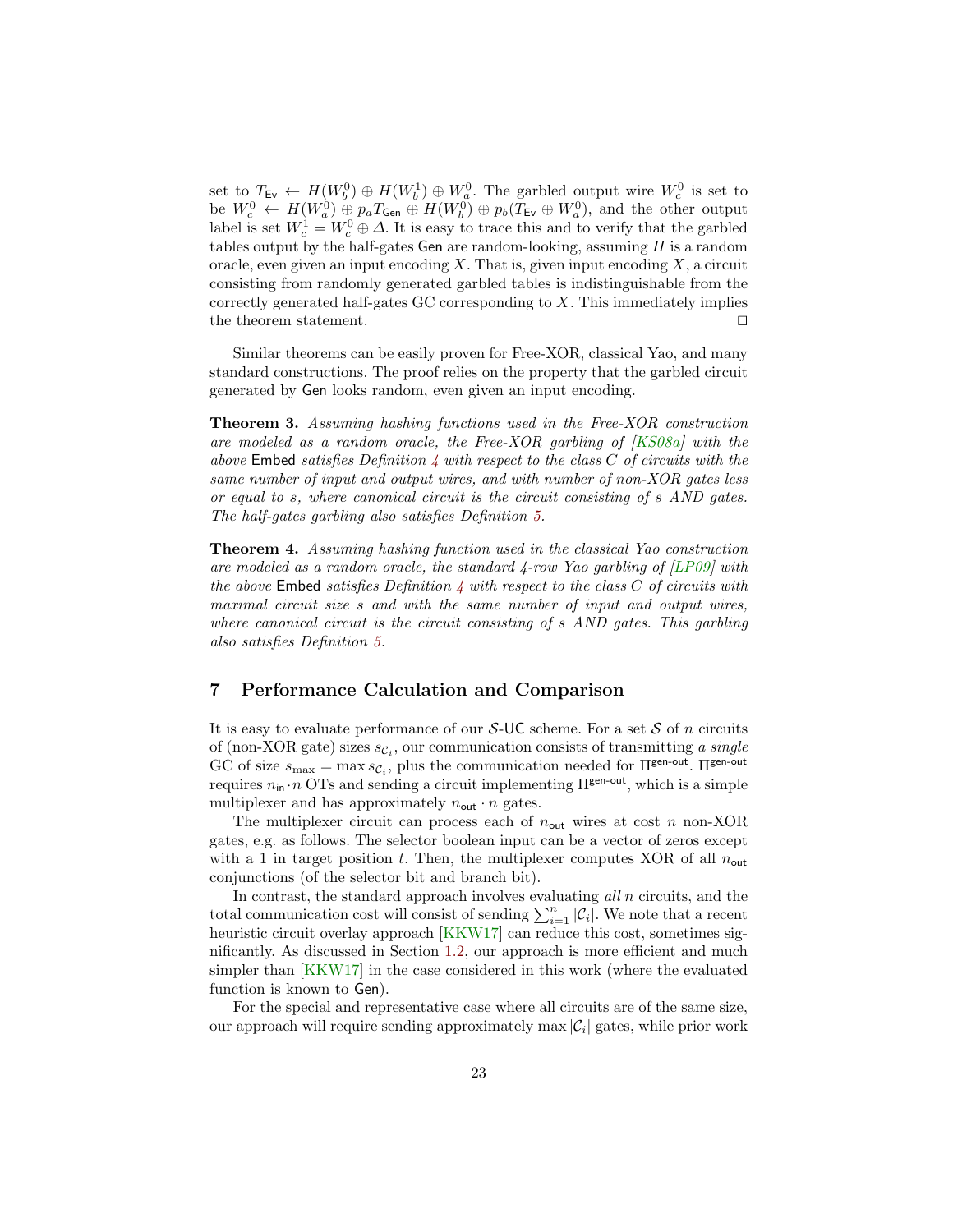set to $T_{\mathsf{Ev}} \leftarrow H(W_b^0) \oplus H(W_b^1) \oplus W_a^0$. The garbled output wire $W_c^0$ is set to be $W_c^0 \leftarrow H(W_a^0) \oplus p_a T_{\mathsf{Gen}} \oplus H(W_b^0) \oplus p_b(T_{\mathsf{Ev}} \oplus W_a^0)$, and the other output label is set $W_c^1 = W_c^0 \oplus \Delta$. It is easy to trace this and to verify that the garbled tables output by the half-gates Gen are random-looking, assuming $H$ is a random oracle, even given an input encoding $X$. That is, given input encoding $X$, a circuit consisting from randomly generated garbled tables is indistinguishable from the correctly generated half-gates GC corresponding to $X$. This immediately implies the theorem statement. □

Similar theorems can be easily proven for Free-XOR, classical Yao, and many standard constructions. The proof relies on the property that the garbled circuit generated by Gen looks random, even given an input encoding.

**Theorem 3.** *Assuming hashing functions used in the Free-XOR construction are modeled as a random oracle, the Free-XOR garbling of [KS08a] with the above* Embed *satisfies Definition 4 with respect to the class $C$ of circuits with the same number of input and output wires, and with number of non-XOR gates less or equal to $s$, where canonical circuit is the circuit consisting of $s$ AND gates. The half-gates garbling also satisfies Definition 5.*

**Theorem 4.** *Assuming hashing function used in the classical Yao construction are modeled as a random oracle, the standard 4-row Yao garbling of [LP09] with the above* Embed *satisfies Definition 4 with respect to the class $C$ of circuits with maximal circuit size $s$ and with the same number of input and output wires, where canonical circuit is the circuit consisting of $s$ AND gates. This garbling also satisfies Definition 5.*

## 7 Performance Calculation and Comparison

It is easy to evaluate performance of our $\mathcal{S}$-UC scheme. For a set $\mathcal{S}$ of $n$ circuits of (non-XOR gate) sizes $s_{\mathcal{C}_i}$, our communication consists of transmitting *a single* GC of size $s_{\max} = \max s_{\mathcal{C}_i}$, plus the communication needed for $\Pi^{\mathsf{gen\text{-}out}}$. $\Pi^{\mathsf{gen\text{-}out}}$ requires $n_{\mathsf{in}} \cdot n$ OTs and sending a circuit implementing $\Pi^{\mathsf{gen\text{-}out}}$, which is a simple multiplexer and has approximately $n_{\mathsf{out}} \cdot n$ gates.

The multiplexer circuit can process each of $n_{\mathsf{out}}$ wires at cost $n$ non-XOR gates, e.g. as follows. The selector boolean input can be a vector of zeros except with a 1 in target position $t$. Then, the multiplexer computes XOR of all $n_{\mathsf{out}}$ conjunctions (of the selector bit and branch bit).

In contrast, the standard approach involves evaluating *all* $n$ circuits, and the total communication cost will consist of sending $\sum_{i=1}^{n} |\mathcal{C}_i|$. We note that a recent heuristic circuit overlay approach [KKW17] can reduce this cost, sometimes significantly. As discussed in Section 1.2, our approach is more efficient and much simpler than [KKW17] in the case considered in this work (where the evaluated function is known to Gen).

For the special and representative case where all circuits are of the same size, our approach will require sending approximately $\max |\mathcal{C}_i|$ gates, while prior work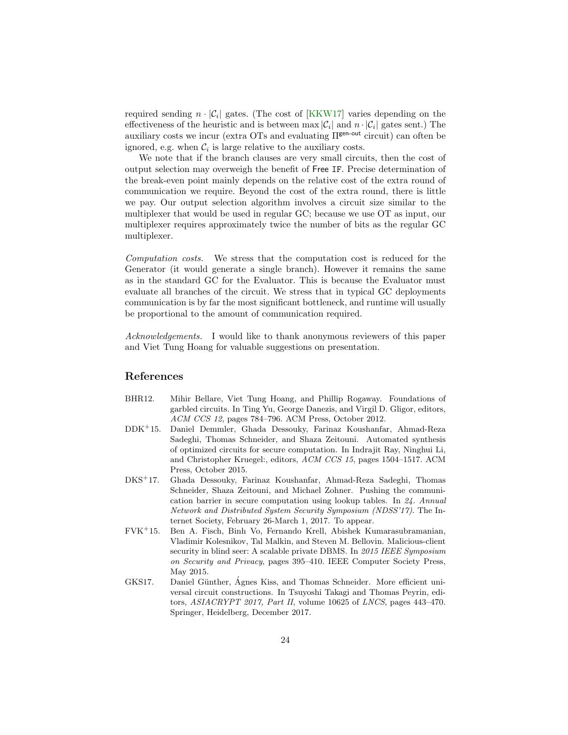required sending $n \cdot |\mathcal{C}_i|$ gates. (The cost of [KKW17] varies depending on the effectiveness of the heuristic and is between $\max |\mathcal{C}_i|$ and $n \cdot |\mathcal{C}_i|$ gates sent.) The auxiliary costs we incur (extra OTs and evaluating $\Pi^{\mathsf{gen\text{-}out}}$ circuit) can often be ignored, e.g. when $\mathcal{C}_i$ is large relative to the auxiliary costs.

We note that if the branch clauses are very small circuits, then the cost of output selection may overweigh the benefit of `Free IF`. Precise determination of the break-even point mainly depends on the relative cost of the extra round of communication we require. Beyond the cost of the extra round, there is little we pay. Our output selection algorithm involves a circuit size similar to the multiplexer that would be used in regular GC; because we use OT as input, our multiplexer requires approximately twice the number of bits as the regular GC multiplexer.

*Computation costs.* We stress that the computation cost is reduced for the Generator (it would generate a single branch). However it remains the same as in the standard GC for the Evaluator. This is because the Evaluator must evaluate all branches of the circuit. We stress that in typical GC deployments communication is by far the most significant bottleneck, and runtime will usually be proportional to the amount of communication required.

*Acknowledgements.* I would like to thank anonymous reviewers of this paper and Viet Tung Hoang for valuable suggestions on presentation.

## References

- BHR12. Mihir Bellare, Viet Tung Hoang, and Phillip Rogaway. Foundations of garbled circuits. In Ting Yu, George Danezis, and Virgil D. Gligor, editors, *ACM CCS 12*, pages 784–796. ACM Press, October 2012.
- DDK+15. Daniel Demmler, Ghada Dessouky, Farinaz Koushanfar, Ahmad-Reza Sadeghi, Thomas Schneider, and Shaza Zeitouni. Automated synthesis of optimized circuits for secure computation. In Indrajit Ray, Ninghui Li, and Christopher Kruegel:, editors, *ACM CCS 15*, pages 1504–1517. ACM Press, October 2015.
- DKS+17. Ghada Dessouky, Farinaz Koushanfar, Ahmad-Reza Sadeghi, Thomas Schneider, Shaza Zeitouni, and Michael Zohner. Pushing the communication barrier in secure computation using lookup tables. In *24. Annual Network and Distributed System Security Symposium (NDSS'17)*. The Internet Society, February 26-March 1, 2017. To appear.
- FVK+15. Ben A. Fisch, Binh Vo, Fernando Krell, Abishek Kumarasubramanian, Vladimir Kolesnikov, Tal Malkin, and Steven M. Bellovin. Malicious-client security in blind seer: A scalable private DBMS. In *2015 IEEE Symposium on Security and Privacy*, pages 395–410. IEEE Computer Society Press, May 2015.
- GKS17. Daniel Günther, Ágnes Kiss, and Thomas Schneider. More efficient universal circuit constructions. In Tsuyoshi Takagi and Thomas Peyrin, editors, *ASIACRYPT 2017, Part II*, volume 10625 of *LNCS*, pages 443–470. Springer, Heidelberg, December 2017.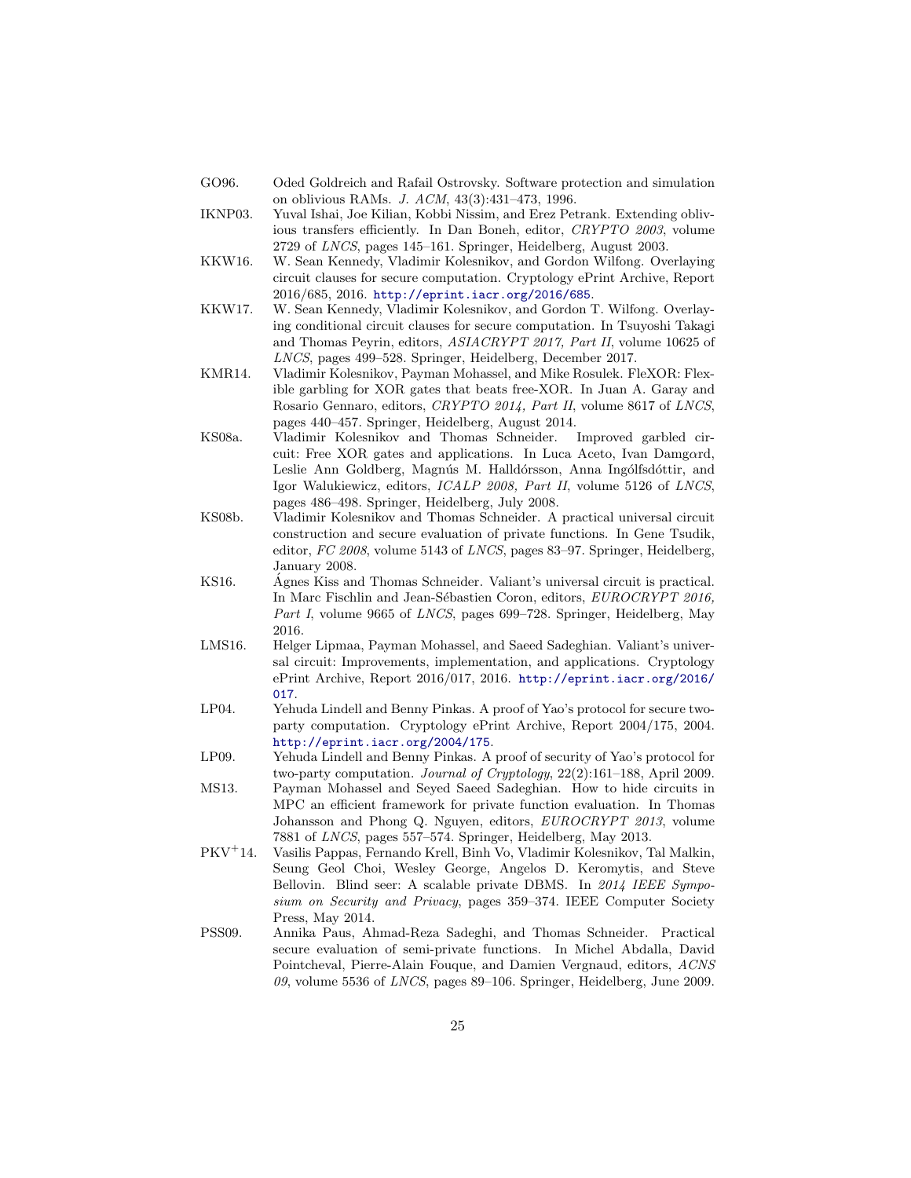GO96. Oded Goldreich and Rafail Ostrovsky. Software protection and simulation on oblivious RAMs. *J. ACM*, 43(3):431–473, 1996.

IKNP03. Yuval Ishai, Joe Kilian, Kobbi Nissim, and Erez Petrank. Extending oblivious transfers efficiently. In Dan Boneh, editor, *CRYPTO 2003*, volume 2729 of *LNCS*, pages 145–161. Springer, Heidelberg, August 2003.

KKW16. W. Sean Kennedy, Vladimir Kolesnikov, and Gordon Wilfong. Overlaying circuit clauses for secure computation. Cryptology ePrint Archive, Report 2016/685, 2016. http://eprint.iacr.org/2016/685.

KKW17. W. Sean Kennedy, Vladimir Kolesnikov, and Gordon T. Wilfong. Overlaying conditional circuit clauses for secure computation. In Tsuyoshi Takagi and Thomas Peyrin, editors, *ASIACRYPT 2017, Part II*, volume 10625 of *LNCS*, pages 499–528. Springer, Heidelberg, December 2017.

KMR14. Vladimir Kolesnikov, Payman Mohassel, and Mike Rosulek. FleXOR: Flexible garbling for XOR gates that beats free-XOR. In Juan A. Garay and Rosario Gennaro, editors, *CRYPTO 2014, Part II*, volume 8617 of *LNCS*, pages 440–457. Springer, Heidelberg, August 2014.

KS08a. Vladimir Kolesnikov and Thomas Schneider. Improved garbled circuit: Free XOR gates and applications. In Luca Aceto, Ivan Damgård, Leslie Ann Goldberg, Magnús M. Halldórsson, Anna Ingólfsdóttir, and Igor Walukiewicz, editors, *ICALP 2008, Part II*, volume 5126 of *LNCS*, pages 486–498. Springer, Heidelberg, July 2008.

KS08b. Vladimir Kolesnikov and Thomas Schneider. A practical universal circuit construction and secure evaluation of private functions. In Gene Tsudik, editor, *FC 2008*, volume 5143 of *LNCS*, pages 83–97. Springer, Heidelberg, January 2008.

KS16. Ágnes Kiss and Thomas Schneider. Valiant's universal circuit is practical. In Marc Fischlin and Jean-Sébastien Coron, editors, *EUROCRYPT 2016, Part I*, volume 9665 of *LNCS*, pages 699–728. Springer, Heidelberg, May 2016.

LMS16. Helger Lipmaa, Payman Mohassel, and Saeed Sadeghian. Valiant's universal circuit: Improvements, implementation, and applications. Cryptology ePrint Archive, Report 2016/017, 2016. http://eprint.iacr.org/2016/017.

LP04. Yehuda Lindell and Benny Pinkas. A proof of Yao's protocol for secure two-party computation. Cryptology ePrint Archive, Report 2004/175, 2004. http://eprint.iacr.org/2004/175.

LP09. Yehuda Lindell and Benny Pinkas. A proof of security of Yao's protocol for two-party computation. *Journal of Cryptology*, 22(2):161–188, April 2009.

MS13. Payman Mohassel and Seyed Saeed Sadeghian. How to hide circuits in MPC an efficient framework for private function evaluation. In Thomas Johansson and Phong Q. Nguyen, editors, *EUROCRYPT 2013*, volume 7881 of *LNCS*, pages 557–574. Springer, Heidelberg, May 2013.

PKV+14. Vasilis Pappas, Fernando Krell, Binh Vo, Vladimir Kolesnikov, Tal Malkin, Seung Geol Choi, Wesley George, Angelos D. Keromytis, and Steve Bellovin. Blind seer: A scalable private DBMS. In *2014 IEEE Symposium on Security and Privacy*, pages 359–374. IEEE Computer Society Press, May 2014.

PSS09. Annika Paus, Ahmad-Reza Sadeghi, and Thomas Schneider. Practical secure evaluation of semi-private functions. In Michel Abdalla, David Pointcheval, Pierre-Alain Fouque, and Damien Vergnaud, editors, *ACNS 09*, volume 5536 of *LNCS*, pages 89–106. Springer, Heidelberg, June 2009.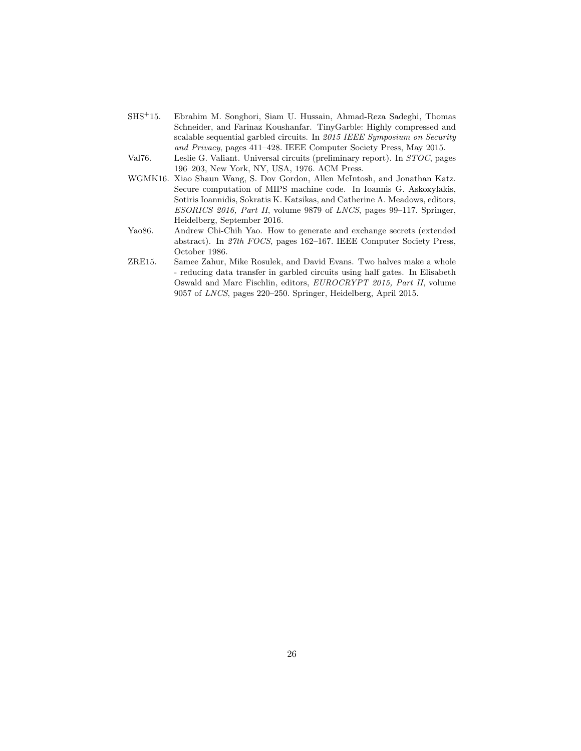SHS+15. Ebrahim M. Songhori, Siam U. Hussain, Ahmad-Reza Sadeghi, Thomas Schneider, and Farinaz Koushanfar. TinyGarble: Highly compressed and scalable sequential garbled circuits. In *2015 IEEE Symposium on Security and Privacy*, pages 411–428. IEEE Computer Society Press, May 2015.

Val76. Leslie G. Valiant. Universal circuits (preliminary report). In *STOC*, pages 196–203, New York, NY, USA, 1976. ACM Press.

WGMK16. Xiao Shaun Wang, S. Dov Gordon, Allen McIntosh, and Jonathan Katz. Secure computation of MIPS machine code. In Ioannis G. Askoxylakis, Sotiris Ioannidis, Sokratis K. Katsikas, and Catherine A. Meadows, editors, *ESORICS 2016, Part II*, volume 9879 of *LNCS*, pages 99–117. Springer, Heidelberg, September 2016.

Yao86. Andrew Chi-Chih Yao. How to generate and exchange secrets (extended abstract). In *27th FOCS*, pages 162–167. IEEE Computer Society Press, October 1986.

ZRE15. Samee Zahur, Mike Rosulek, and David Evans. Two halves make a whole - reducing data transfer in garbled circuits using half gates. In Elisabeth Oswald and Marc Fischlin, editors, *EUROCRYPT 2015, Part II*, volume 9057 of *LNCS*, pages 220–250. Springer, Heidelberg, April 2015.